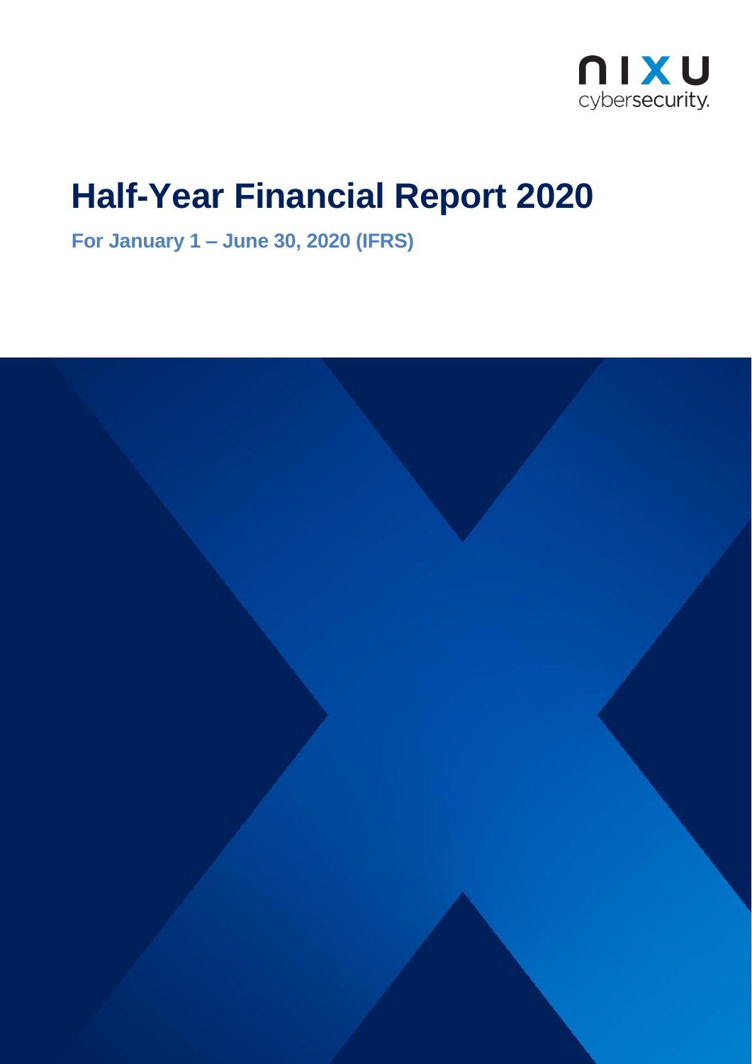nixu cybersecurity.

# Half-Year Financial Report 2020

**For January 1 – June 30, 2020 (IFRS)**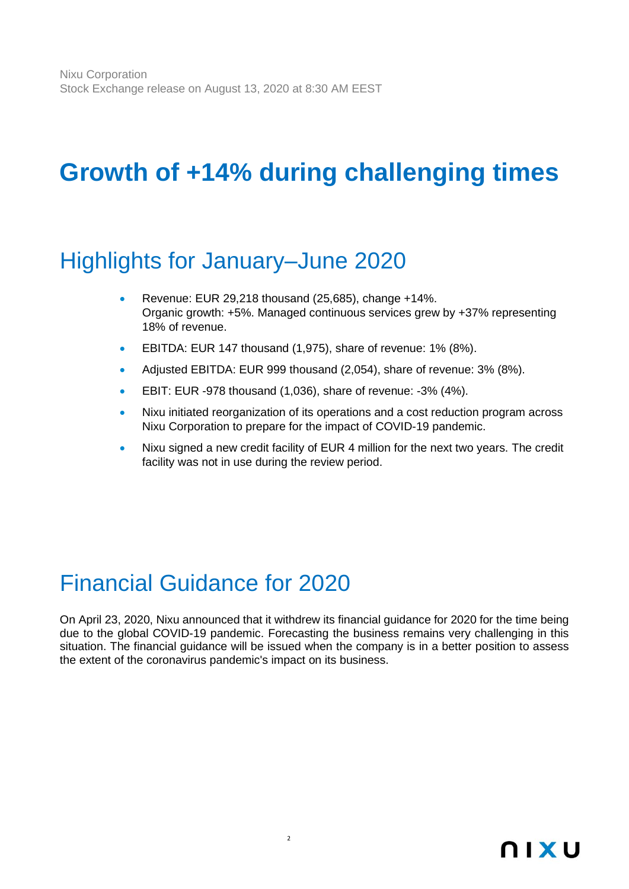Nixu Corporation
Stock Exchange release on August 13, 2020 at 8:30 AM EEST

# Growth of +14% during challenging times

## Highlights for January–June 2020

- Revenue: EUR 29,218 thousand (25,685), change +14%.
  Organic growth: +5%. Managed continuous services grew by +37% representing 18% of revenue.
- EBITDA: EUR 147 thousand (1,975), share of revenue: 1% (8%).
- Adjusted EBITDA: EUR 999 thousand (2,054), share of revenue: 3% (8%).
- EBIT: EUR -978 thousand (1,036), share of revenue: -3% (4%).
- Nixu initiated reorganization of its operations and a cost reduction program across Nixu Corporation to prepare for the impact of COVID-19 pandemic.
- Nixu signed a new credit facility of EUR 4 million for the next two years. The credit facility was not in use during the review period.

## Financial Guidance for 2020

On April 23, 2020, Nixu announced that it withdrew its financial guidance for 2020 for the time being due to the global COVID-19 pandemic. Forecasting the business remains very challenging in this situation. The financial guidance will be issued when the company is in a better position to assess the extent of the coronavirus pandemic's impact on its business.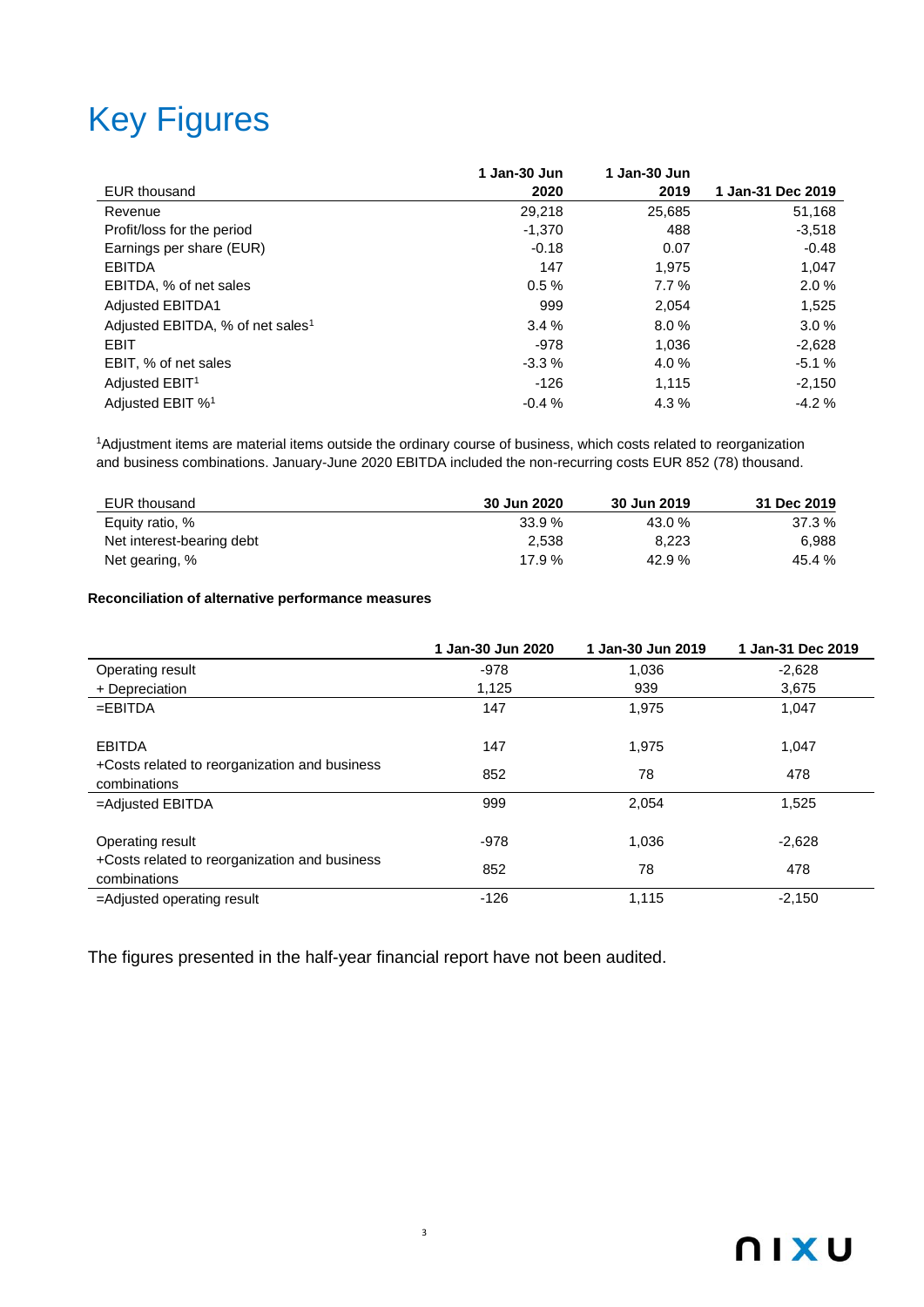# Key Figures

| EUR thousand | 1 Jan-30 Jun 2020 | 1 Jan-30 Jun 2019 | 1 Jan-31 Dec 2019 |
|---|---|---|---|
| Revenue | 29,218 | 25,685 | 51,168 |
| Profit/loss for the period | -1,370 | 488 | -3,518 |
| Earnings per share (EUR) | -0.18 | 0.07 | -0.48 |
| EBITDA | 147 | 1,975 | 1,047 |
| EBITDA, % of net sales | 0.5 % | 7.7 % | 2.0 % |
| Adjusted EBITDA1 | 999 | 2,054 | 1,525 |
| Adjusted EBITDA, % of net sales[1] | 3.4 % | 8.0 % | 3.0 % |
| EBIT | -978 | 1,036 | -2,628 |
| EBIT, % of net sales | -3.3 % | 4.0 % | -5.1 % |
| Adjusted EBIT[1] | -126 | 1,115 | -2,150 |
| Adjusted EBIT %[1] | -0.4 % | 4.3 % | -4.2 % |

[1]Adjustment items are material items outside the ordinary course of business, which costs related to reorganization and business combinations. January-June 2020 EBITDA included the non-recurring costs EUR 852 (78) thousand.

| EUR thousand | 30 Jun 2020 | 30 Jun 2019 | 31 Dec 2019 |
|---|---|---|---|
| Equity ratio, % | 33.9 % | 43.0 % | 37.3 % |
| Net interest-bearing debt | 2,538 | 8,223 | 6,988 |
| Net gearing, % | 17.9 % | 42.9 % | 45.4 % |

**Reconciliation of alternative performance measures**

| | 1 Jan-30 Jun 2020 | 1 Jan-30 Jun 2019 | 1 Jan-31 Dec 2019 |
|---|---|---|---|
| Operating result | -978 | 1,036 | -2,628 |
| + Depreciation | 1,125 | 939 | 3,675 |
| =EBITDA | 147 | 1,975 | 1,047 |
| | | | |
| EBITDA | 147 | 1,975 | 1,047 |
| +Costs related to reorganization and business combinations | 852 | 78 | 478 |
| =Adjusted EBITDA | 999 | 2,054 | 1,525 |
| | | | |
| Operating result | -978 | 1,036 | -2,628 |
| +Costs related to reorganization and business combinations | 852 | 78 | 478 |
| =Adjusted operating result | -126 | 1,115 | -2,150 |

The figures presented in the half-year financial report have not been audited.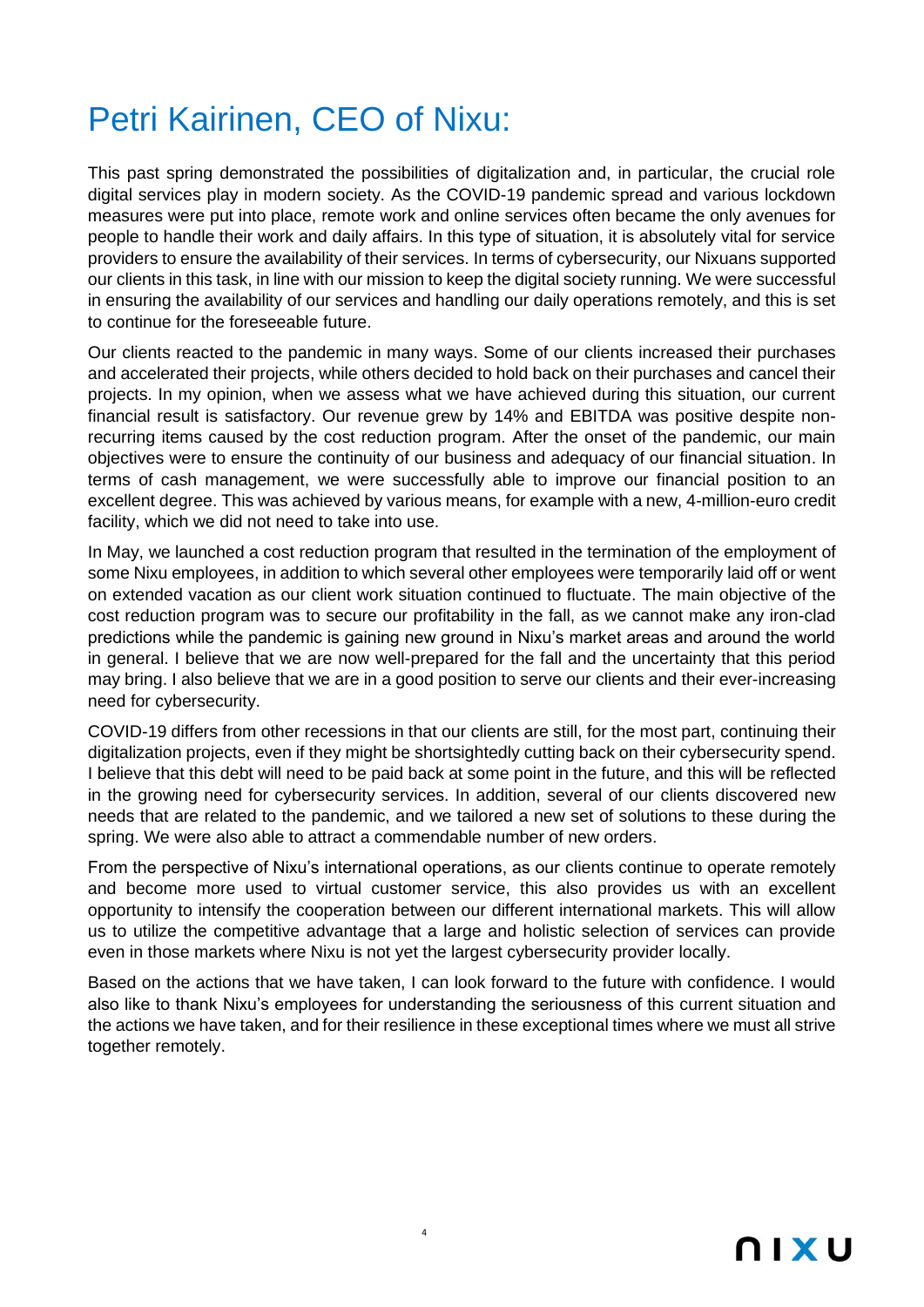# Petri Kairinen, CEO of Nixu:

This past spring demonstrated the possibilities of digitalization and, in particular, the crucial role digital services play in modern society. As the COVID-19 pandemic spread and various lockdown measures were put into place, remote work and online services often became the only avenues for people to handle their work and daily affairs. In this type of situation, it is absolutely vital for service providers to ensure the availability of their services. In terms of cybersecurity, our Nixuans supported our clients in this task, in line with our mission to keep the digital society running. We were successful in ensuring the availability of our services and handling our daily operations remotely, and this is set to continue for the foreseeable future.

Our clients reacted to the pandemic in many ways. Some of our clients increased their purchases and accelerated their projects, while others decided to hold back on their purchases and cancel their projects. In my opinion, when we assess what we have achieved during this situation, our current financial result is satisfactory. Our revenue grew by 14% and EBITDA was positive despite non-recurring items caused by the cost reduction program. After the onset of the pandemic, our main objectives were to ensure the continuity of our business and adequacy of our financial situation. In terms of cash management, we were successfully able to improve our financial position to an excellent degree. This was achieved by various means, for example with a new, 4-million-euro credit facility, which we did not need to take into use.

In May, we launched a cost reduction program that resulted in the termination of the employment of some Nixu employees, in addition to which several other employees were temporarily laid off or went on extended vacation as our client work situation continued to fluctuate. The main objective of the cost reduction program was to secure our profitability in the fall, as we cannot make any iron-clad predictions while the pandemic is gaining new ground in Nixu's market areas and around the world in general. I believe that we are now well-prepared for the fall and the uncertainty that this period may bring. I also believe that we are in a good position to serve our clients and their ever-increasing need for cybersecurity.

COVID-19 differs from other recessions in that our clients are still, for the most part, continuing their digitalization projects, even if they might be shortsightedly cutting back on their cybersecurity spend. I believe that this debt will need to be paid back at some point in the future, and this will be reflected in the growing need for cybersecurity services. In addition, several of our clients discovered new needs that are related to the pandemic, and we tailored a new set of solutions to these during the spring. We were also able to attract a commendable number of new orders.

From the perspective of Nixu's international operations, as our clients continue to operate remotely and become more used to virtual customer service, this also provides us with an excellent opportunity to intensify the cooperation between our different international markets. This will allow us to utilize the competitive advantage that a large and holistic selection of services can provide even in those markets where Nixu is not yet the largest cybersecurity provider locally.

Based on the actions that we have taken, I can look forward to the future with confidence. I would also like to thank Nixu's employees for understanding the seriousness of this current situation and the actions we have taken, and for their resilience in these exceptional times where we must all strive together remotely.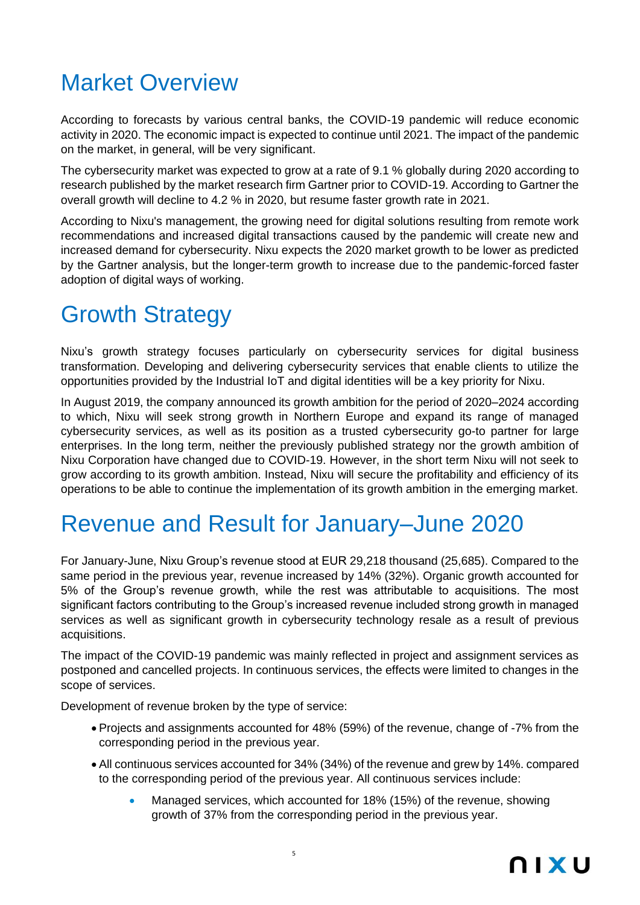# Market Overview

According to forecasts by various central banks, the COVID-19 pandemic will reduce economic activity in 2020. The economic impact is expected to continue until 2021. The impact of the pandemic on the market, in general, will be very significant.

The cybersecurity market was expected to grow at a rate of 9.1 % globally during 2020 according to research published by the market research firm Gartner prior to COVID-19. According to Gartner the overall growth will decline to 4.2 % in 2020, but resume faster growth rate in 2021.

According to Nixu's management, the growing need for digital solutions resulting from remote work recommendations and increased digital transactions caused by the pandemic will create new and increased demand for cybersecurity. Nixu expects the 2020 market growth to be lower as predicted by the Gartner analysis, but the longer-term growth to increase due to the pandemic-forced faster adoption of digital ways of working.

# Growth Strategy

Nixu's growth strategy focuses particularly on cybersecurity services for digital business transformation. Developing and delivering cybersecurity services that enable clients to utilize the opportunities provided by the Industrial IoT and digital identities will be a key priority for Nixu.

In August 2019, the company announced its growth ambition for the period of 2020–2024 according to which, Nixu will seek strong growth in Northern Europe and expand its range of managed cybersecurity services, as well as its position as a trusted cybersecurity go-to partner for large enterprises. In the long term, neither the previously published strategy nor the growth ambition of Nixu Corporation have changed due to COVID-19. However, in the short term Nixu will not seek to grow according to its growth ambition. Instead, Nixu will secure the profitability and efficiency of its operations to be able to continue the implementation of its growth ambition in the emerging market.

# Revenue and Result for January–June 2020

For January-June, Nixu Group's revenue stood at EUR 29,218 thousand (25,685). Compared to the same period in the previous year, revenue increased by 14% (32%). Organic growth accounted for 5% of the Group's revenue growth, while the rest was attributable to acquisitions. The most significant factors contributing to the Group's increased revenue included strong growth in managed services as well as significant growth in cybersecurity technology resale as a result of previous acquisitions.

The impact of the COVID-19 pandemic was mainly reflected in project and assignment services as postponed and cancelled projects. In continuous services, the effects were limited to changes in the scope of services.

Development of revenue broken by the type of service:

- Projects and assignments accounted for 48% (59%) of the revenue, change of -7% from the corresponding period in the previous year.
- All continuous services accounted for 34% (34%) of the revenue and grew by 14%. compared to the corresponding period of the previous year. All continuous services include:
  - Managed services, which accounted for 18% (15%) of the revenue, showing growth of 37% from the corresponding period in the previous year.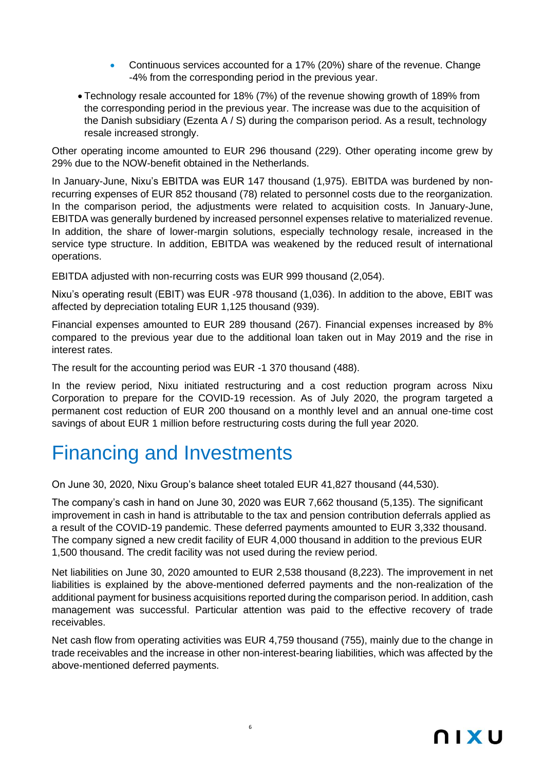- Continuous services accounted for a 17% (20%) share of the revenue. Change -4% from the corresponding period in the previous year.
- Technology resale accounted for 18% (7%) of the revenue showing growth of 189% from the corresponding period in the previous year. The increase was due to the acquisition of the Danish subsidiary (Ezenta A / S) during the comparison period. As a result, technology resale increased strongly.

Other operating income amounted to EUR 296 thousand (229). Other operating income grew by 29% due to the NOW-benefit obtained in the Netherlands.

In January-June, Nixu's EBITDA was EUR 147 thousand (1,975). EBITDA was burdened by non-recurring expenses of EUR 852 thousand (78) related to personnel costs due to the reorganization. In the comparison period, the adjustments were related to acquisition costs. In January-June, EBITDA was generally burdened by increased personnel expenses relative to materialized revenue. In addition, the share of lower-margin solutions, especially technology resale, increased in the service type structure. In addition, EBITDA was weakened by the reduced result of international operations.

EBITDA adjusted with non-recurring costs was EUR 999 thousand (2,054).

Nixu's operating result (EBIT) was EUR -978 thousand (1,036). In addition to the above, EBIT was affected by depreciation totaling EUR 1,125 thousand (939).

Financial expenses amounted to EUR 289 thousand (267). Financial expenses increased by 8% compared to the previous year due to the additional loan taken out in May 2019 and the rise in interest rates.

The result for the accounting period was EUR -1 370 thousand (488).

In the review period, Nixu initiated restructuring and a cost reduction program across Nixu Corporation to prepare for the COVID-19 recession. As of July 2020, the program targeted a permanent cost reduction of EUR 200 thousand on a monthly level and an annual one-time cost savings of about EUR 1 million before restructuring costs during the full year 2020.

# Financing and Investments

On June 30, 2020, Nixu Group's balance sheet totaled EUR 41,827 thousand (44,530).

The company's cash in hand on June 30, 2020 was EUR 7,662 thousand (5,135). The significant improvement in cash in hand is attributable to the tax and pension contribution deferrals applied as a result of the COVID-19 pandemic. These deferred payments amounted to EUR 3,332 thousand. The company signed a new credit facility of EUR 4,000 thousand in addition to the previous EUR 1,500 thousand. The credit facility was not used during the review period.

Net liabilities on June 30, 2020 amounted to EUR 2,538 thousand (8,223). The improvement in net liabilities is explained by the above-mentioned deferred payments and the non-realization of the additional payment for business acquisitions reported during the comparison period. In addition, cash management was successful. Particular attention was paid to the effective recovery of trade receivables.

Net cash flow from operating activities was EUR 4,759 thousand (755), mainly due to the change in trade receivables and the increase in other non-interest-bearing liabilities, which was affected by the above-mentioned deferred payments.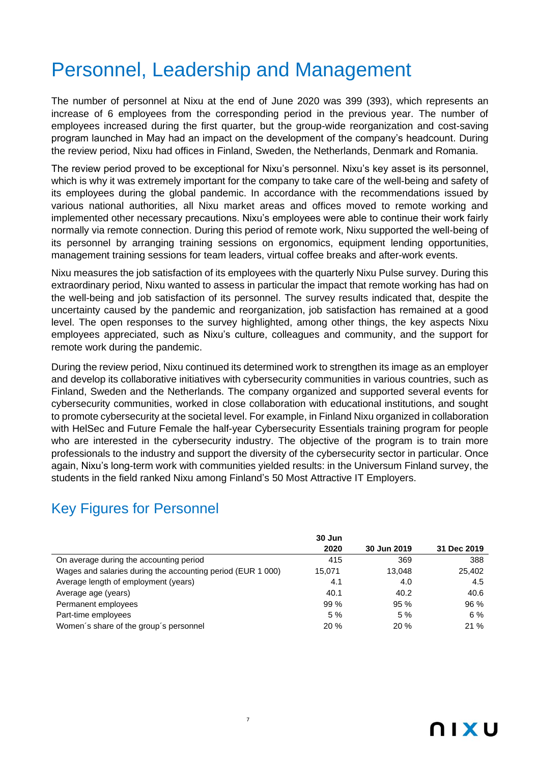# Personnel, Leadership and Management

The number of personnel at Nixu at the end of June 2020 was 399 (393), which represents an increase of 6 employees from the corresponding period in the previous year. The number of employees increased during the first quarter, but the group-wide reorganization and cost-saving program launched in May had an impact on the development of the company's headcount. During the review period, Nixu had offices in Finland, Sweden, the Netherlands, Denmark and Romania.

The review period proved to be exceptional for Nixu's personnel. Nixu's key asset is its personnel, which is why it was extremely important for the company to take care of the well-being and safety of its employees during the global pandemic. In accordance with the recommendations issued by various national authorities, all Nixu market areas and offices moved to remote working and implemented other necessary precautions. Nixu's employees were able to continue their work fairly normally via remote connection. During this period of remote work, Nixu supported the well-being of its personnel by arranging training sessions on ergonomics, equipment lending opportunities, management training sessions for team leaders, virtual coffee breaks and after-work events.

Nixu measures the job satisfaction of its employees with the quarterly Nixu Pulse survey. During this extraordinary period, Nixu wanted to assess in particular the impact that remote working has had on the well-being and job satisfaction of its personnel. The survey results indicated that, despite the uncertainty caused by the pandemic and reorganization, job satisfaction has remained at a good level. The open responses to the survey highlighted, among other things, the key aspects Nixu employees appreciated, such as Nixu's culture, colleagues and community, and the support for remote work during the pandemic.

During the review period, Nixu continued its determined work to strengthen its image as an employer and develop its collaborative initiatives with cybersecurity communities in various countries, such as Finland, Sweden and the Netherlands. The company organized and supported several events for cybersecurity communities, worked in close collaboration with educational institutions, and sought to promote cybersecurity at the societal level. For example, in Finland Nixu organized in collaboration with HelSec and Future Female the half-year Cybersecurity Essentials training program for people who are interested in the cybersecurity industry. The objective of the program is to train more professionals to the industry and support the diversity of the cybersecurity sector in particular. Once again, Nixu's long-term work with communities yielded results: in the Universum Finland survey, the students in the field ranked Nixu among Finland's 50 Most Attractive IT Employers.

## Key Figures for Personnel

| | 30 Jun 2020 | 30 Jun 2019 | 31 Dec 2019 |
|---|---|---|---|
| On average during the accounting period | 415 | 369 | 388 |
| Wages and salaries during the accounting period (EUR 1 000) | 15,071 | 13,048 | 25,402 |
| Average length of employment (years) | 4.1 | 4.0 | 4.5 |
| Average age (years) | 40.1 | 40.2 | 40.6 |
| Permanent employees | 99 % | 95 % | 96 % |
| Part-time employees | 5 % | 5 % | 6 % |
| Women´s share of the group´s personnel | 20 % | 20 % | 21 % |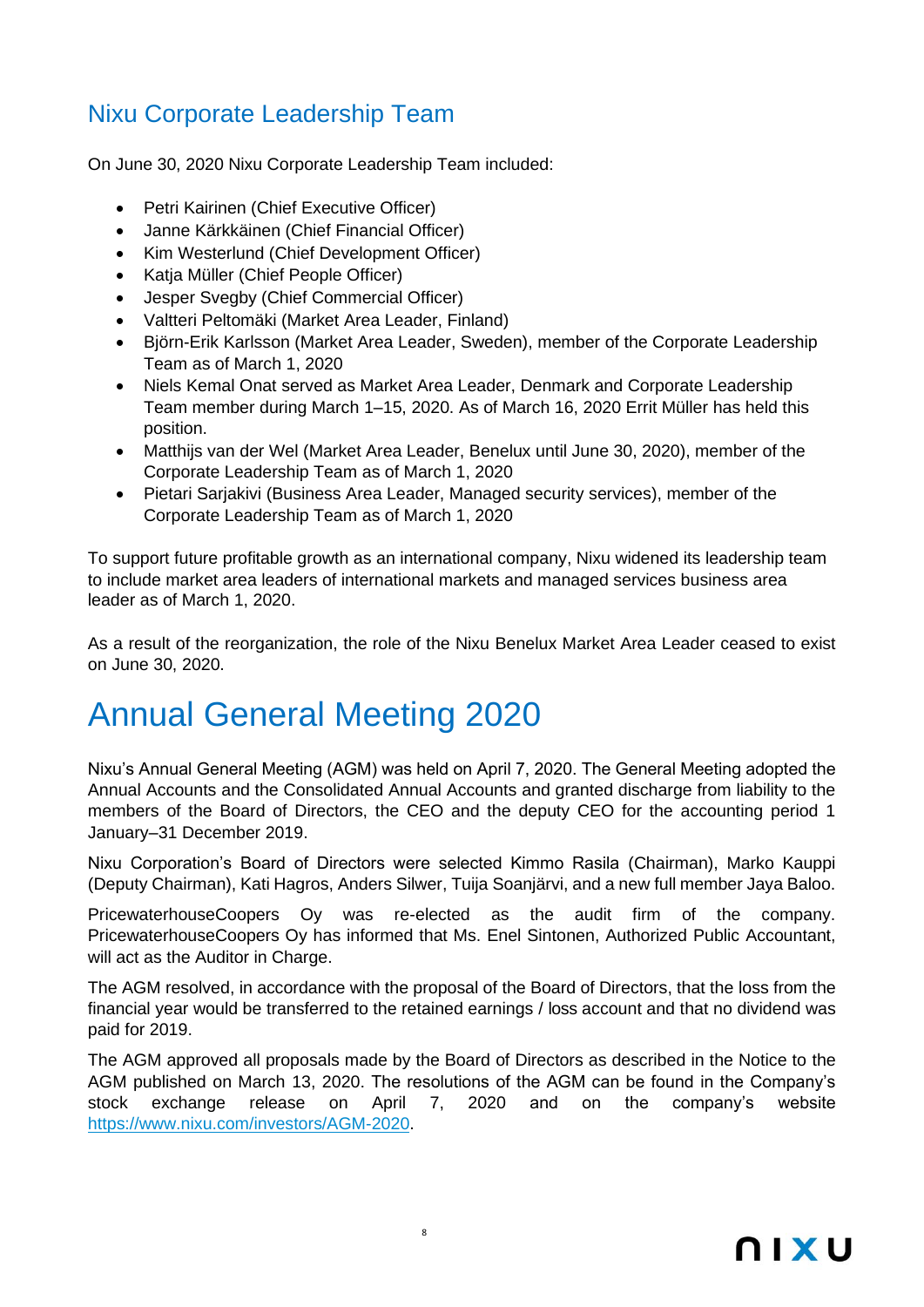## Nixu Corporate Leadership Team

On June 30, 2020 Nixu Corporate Leadership Team included:

- Petri Kairinen (Chief Executive Officer)
- Janne Kärkkäinen (Chief Financial Officer)
- Kim Westerlund (Chief Development Officer)
- Katja Müller (Chief People Officer)
- Jesper Svegby (Chief Commercial Officer)
- Valtteri Peltomäki (Market Area Leader, Finland)
- Björn-Erik Karlsson (Market Area Leader, Sweden), member of the Corporate Leadership Team as of March 1, 2020
- Niels Kemal Onat served as Market Area Leader, Denmark and Corporate Leadership Team member during March 1–15, 2020. As of March 16, 2020 Errit Müller has held this position.
- Matthijs van der Wel (Market Area Leader, Benelux until June 30, 2020), member of the Corporate Leadership Team as of March 1, 2020
- Pietari Sarjakivi (Business Area Leader, Managed security services), member of the Corporate Leadership Team as of March 1, 2020

To support future profitable growth as an international company, Nixu widened its leadership team to include market area leaders of international markets and managed services business area leader as of March 1, 2020.

As a result of the reorganization, the role of the Nixu Benelux Market Area Leader ceased to exist on June 30, 2020.

# Annual General Meeting 2020

Nixu's Annual General Meeting (AGM) was held on April 7, 2020. The General Meeting adopted the Annual Accounts and the Consolidated Annual Accounts and granted discharge from liability to the members of the Board of Directors, the CEO and the deputy CEO for the accounting period 1 January–31 December 2019.

Nixu Corporation's Board of Directors were selected Kimmo Rasila (Chairman), Marko Kauppi (Deputy Chairman), Kati Hagros, Anders Silwer, Tuija Soanjärvi, and a new full member Jaya Baloo.

PricewaterhouseCoopers Oy was re-elected as the audit firm of the company. PricewaterhouseCoopers Oy has informed that Ms. Enel Sintonen, Authorized Public Accountant, will act as the Auditor in Charge.

The AGM resolved, in accordance with the proposal of the Board of Directors, that the loss from the financial year would be transferred to the retained earnings / loss account and that no dividend was paid for 2019.

The AGM approved all proposals made by the Board of Directors as described in the Notice to the AGM published on March 13, 2020. The resolutions of the AGM can be found in the Company's stock exchange release on April 7, 2020 and on the company's website [https://www.nixu.com/investors/AGM-2020](https://www.nixu.com/investors/AGM-2020).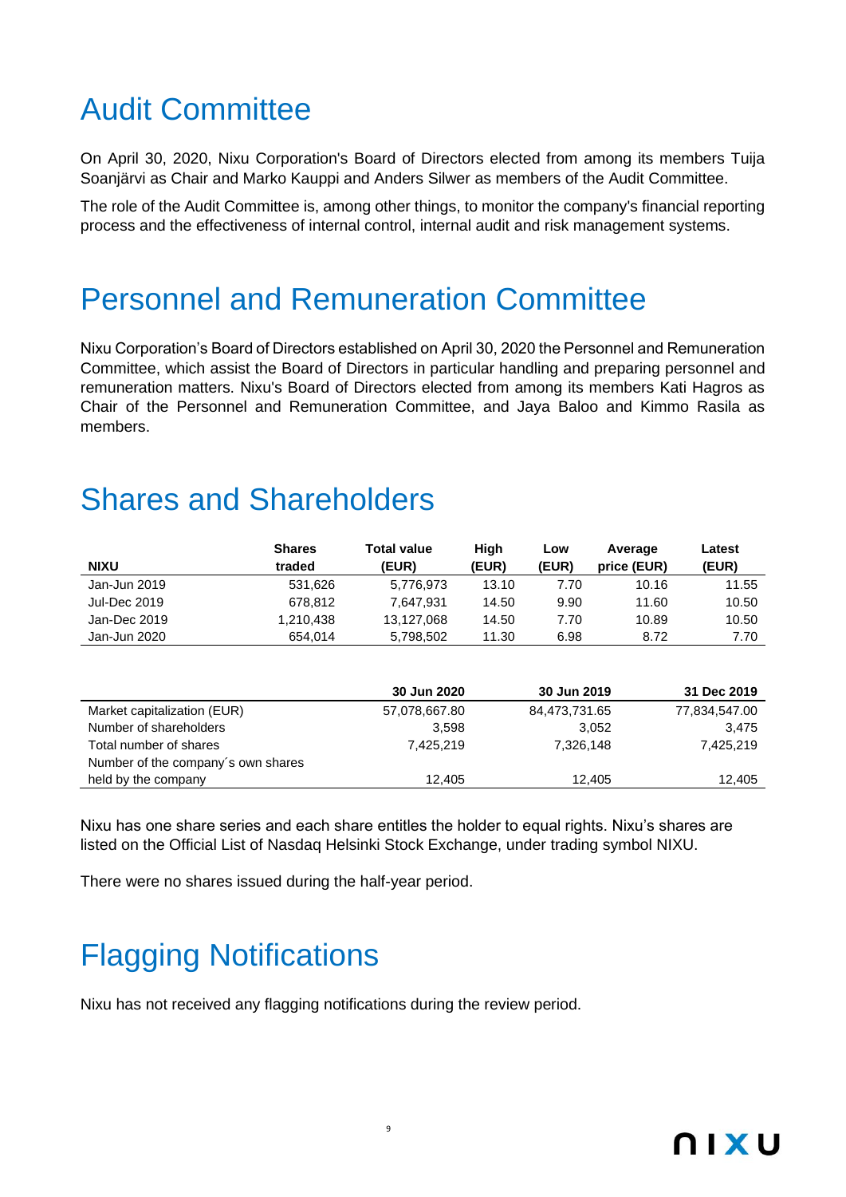# Audit Committee

On April 30, 2020, Nixu Corporation's Board of Directors elected from among its members Tuija Soanjärvi as Chair and Marko Kauppi and Anders Silwer as members of the Audit Committee.

The role of the Audit Committee is, among other things, to monitor the company's financial reporting process and the effectiveness of internal control, internal audit and risk management systems.

# Personnel and Remuneration Committee

Nixu Corporation's Board of Directors established on April 30, 2020 the Personnel and Remuneration Committee, which assist the Board of Directors in particular handling and preparing personnel and remuneration matters. Nixu's Board of Directors elected from among its members Kati Hagros as Chair of the Personnel and Remuneration Committee, and Jaya Baloo and Kimmo Rasila as members.

# Shares and Shareholders

| NIXU | Shares traded | Total value (EUR) | High (EUR) | Low (EUR) | Average price (EUR) | Latest (EUR) |
|---|---|---|---|---|---|---|
| Jan-Jun 2019 | 531,626 | 5,776,973 | 13.10 | 7.70 | 10.16 | 11.55 |
| Jul-Dec 2019 | 678,812 | 7,647,931 | 14.50 | 9.90 | 11.60 | 10.50 |
| Jan-Dec 2019 | 1,210,438 | 13,127,068 | 14.50 | 7.70 | 10.89 | 10.50 |
| Jan-Jun 2020 | 654,014 | 5,798,502 | 11.30 | 6.98 | 8.72 | 7.70 |

| | 30 Jun 2020 | 30 Jun 2019 | 31 Dec 2019 |
|---|---|---|---|
| Market capitalization (EUR) | 57,078,667.80 | 84,473,731.65 | 77,834,547.00 |
| Number of shareholders | 3,598 | 3,052 | 3,475 |
| Total number of shares | 7,425,219 | 7,326,148 | 7,425,219 |
| Number of the company´s own shares held by the company | 12,405 | 12,405 | 12,405 |

Nixu has one share series and each share entitles the holder to equal rights. Nixu's shares are listed on the Official List of Nasdaq Helsinki Stock Exchange, under trading symbol NIXU.

There were no shares issued during the half-year period.

# Flagging Notifications

Nixu has not received any flagging notifications during the review period.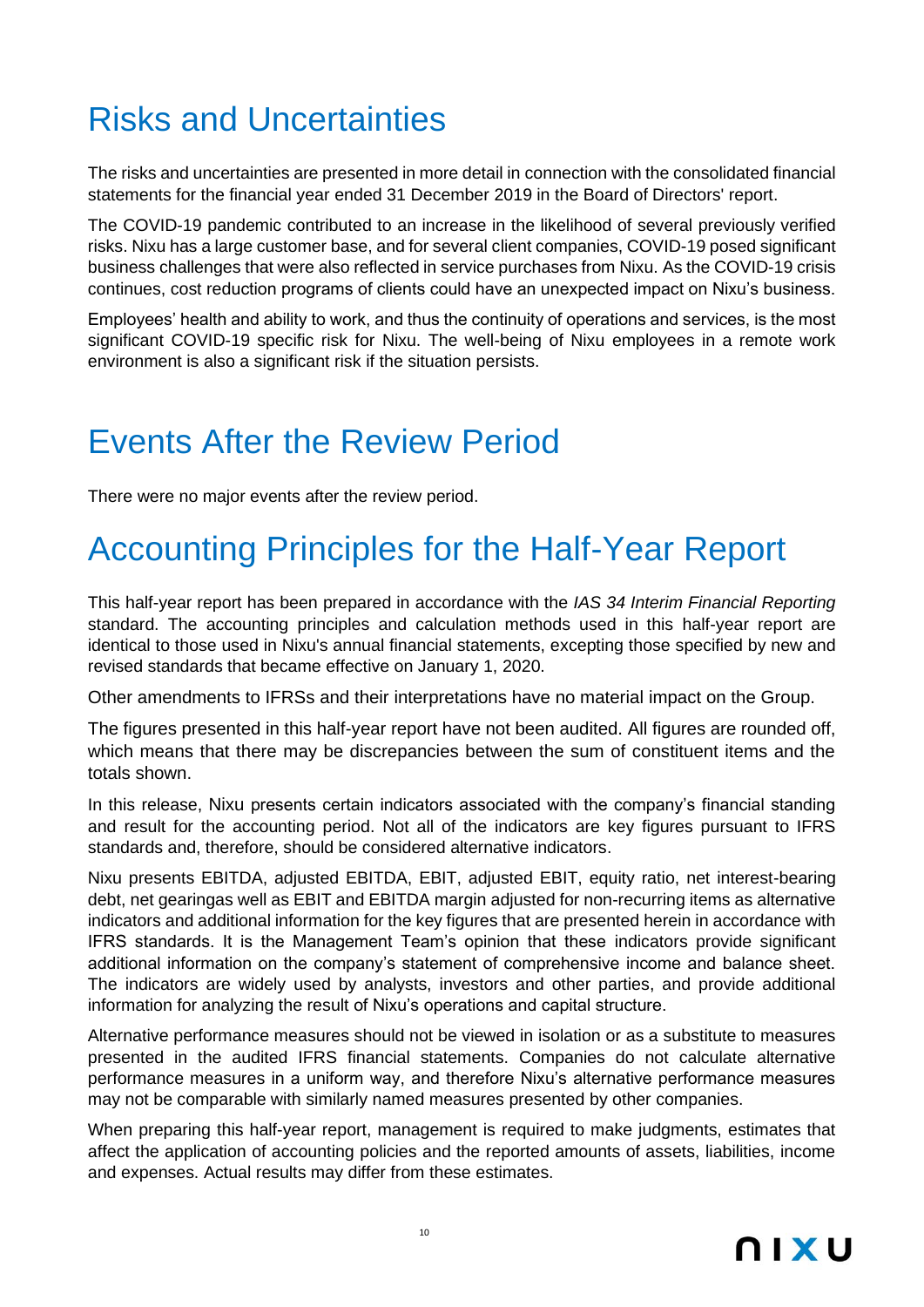# Risks and Uncertainties

The risks and uncertainties are presented in more detail in connection with the consolidated financial statements for the financial year ended 31 December 2019 in the Board of Directors' report.

The COVID-19 pandemic contributed to an increase in the likelihood of several previously verified risks. Nixu has a large customer base, and for several client companies, COVID-19 posed significant business challenges that were also reflected in service purchases from Nixu. As the COVID-19 crisis continues, cost reduction programs of clients could have an unexpected impact on Nixu's business.

Employees' health and ability to work, and thus the continuity of operations and services, is the most significant COVID-19 specific risk for Nixu. The well-being of Nixu employees in a remote work environment is also a significant risk if the situation persists.

# Events After the Review Period

There were no major events after the review period.

# Accounting Principles for the Half-Year Report

This half-year report has been prepared in accordance with the *IAS 34 Interim Financial Reporting* standard. The accounting principles and calculation methods used in this half-year report are identical to those used in Nixu's annual financial statements, excepting those specified by new and revised standards that became effective on January 1, 2020.

Other amendments to IFRSs and their interpretations have no material impact on the Group.

The figures presented in this half-year report have not been audited. All figures are rounded off, which means that there may be discrepancies between the sum of constituent items and the totals shown.

In this release, Nixu presents certain indicators associated with the company's financial standing and result for the accounting period. Not all of the indicators are key figures pursuant to IFRS standards and, therefore, should be considered alternative indicators.

Nixu presents EBITDA, adjusted EBITDA, EBIT, adjusted EBIT, equity ratio, net interest-bearing debt, net gearingas well as EBIT and EBITDA margin adjusted for non-recurring items as alternative indicators and additional information for the key figures that are presented herein in accordance with IFRS standards. It is the Management Team's opinion that these indicators provide significant additional information on the company's statement of comprehensive income and balance sheet. The indicators are widely used by analysts, investors and other parties, and provide additional information for analyzing the result of Nixu's operations and capital structure.

Alternative performance measures should not be viewed in isolation or as a substitute to measures presented in the audited IFRS financial statements. Companies do not calculate alternative performance measures in a uniform way, and therefore Nixu's alternative performance measures may not be comparable with similarly named measures presented by other companies.

When preparing this half-year report, management is required to make judgments, estimates that affect the application of accounting policies and the reported amounts of assets, liabilities, income and expenses. Actual results may differ from these estimates.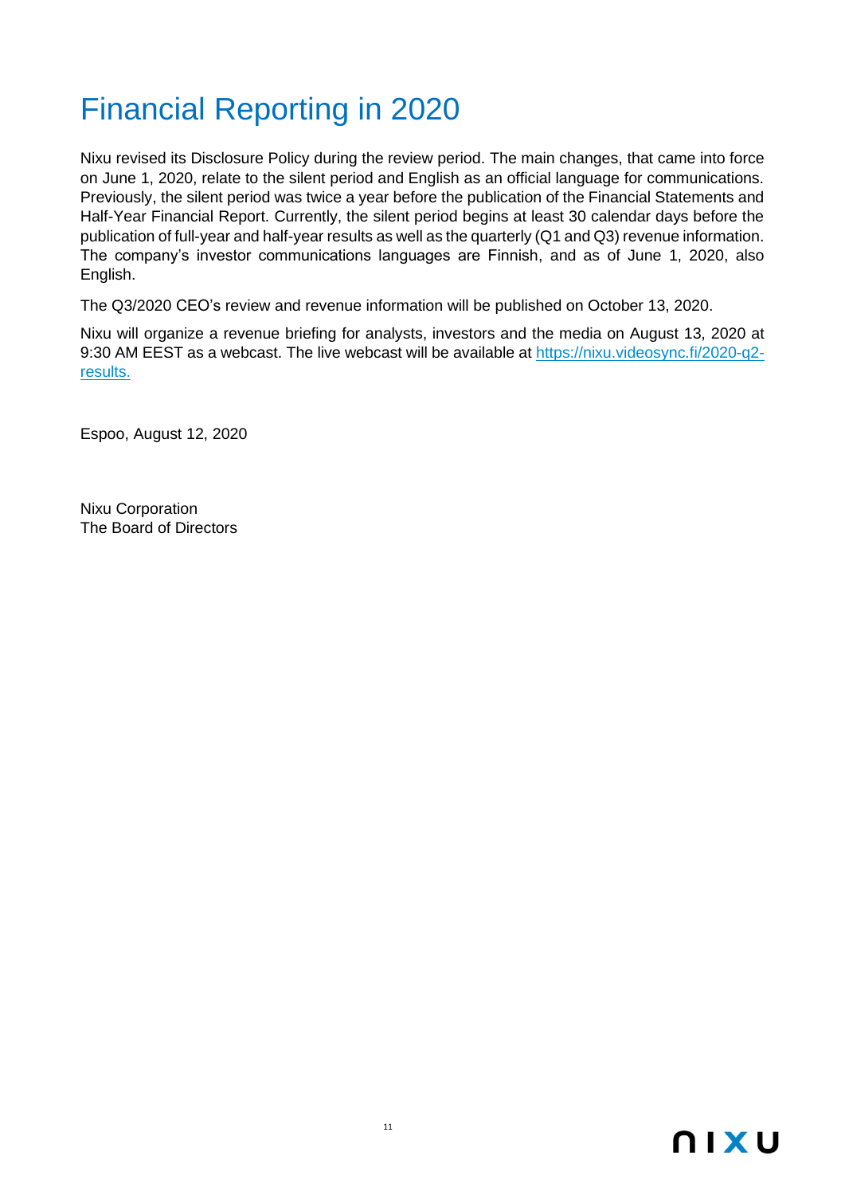# Financial Reporting in 2020

Nixu revised its Disclosure Policy during the review period. The main changes, that came into force on June 1, 2020, relate to the silent period and English as an official language for communications. Previously, the silent period was twice a year before the publication of the Financial Statements and Half-Year Financial Report. Currently, the silent period begins at least 30 calendar days before the publication of full-year and half-year results as well as the quarterly (Q1 and Q3) revenue information. The company's investor communications languages are Finnish, and as of June 1, 2020, also English.

The Q3/2020 CEO's review and revenue information will be published on October 13, 2020.

Nixu will organize a revenue briefing for analysts, investors and the media on August 13, 2020 at 9:30 AM EEST as a webcast. The live webcast will be available at https://nixu.videosync.fi/2020-q2-results.

Espoo, August 12, 2020

Nixu Corporation
The Board of Directors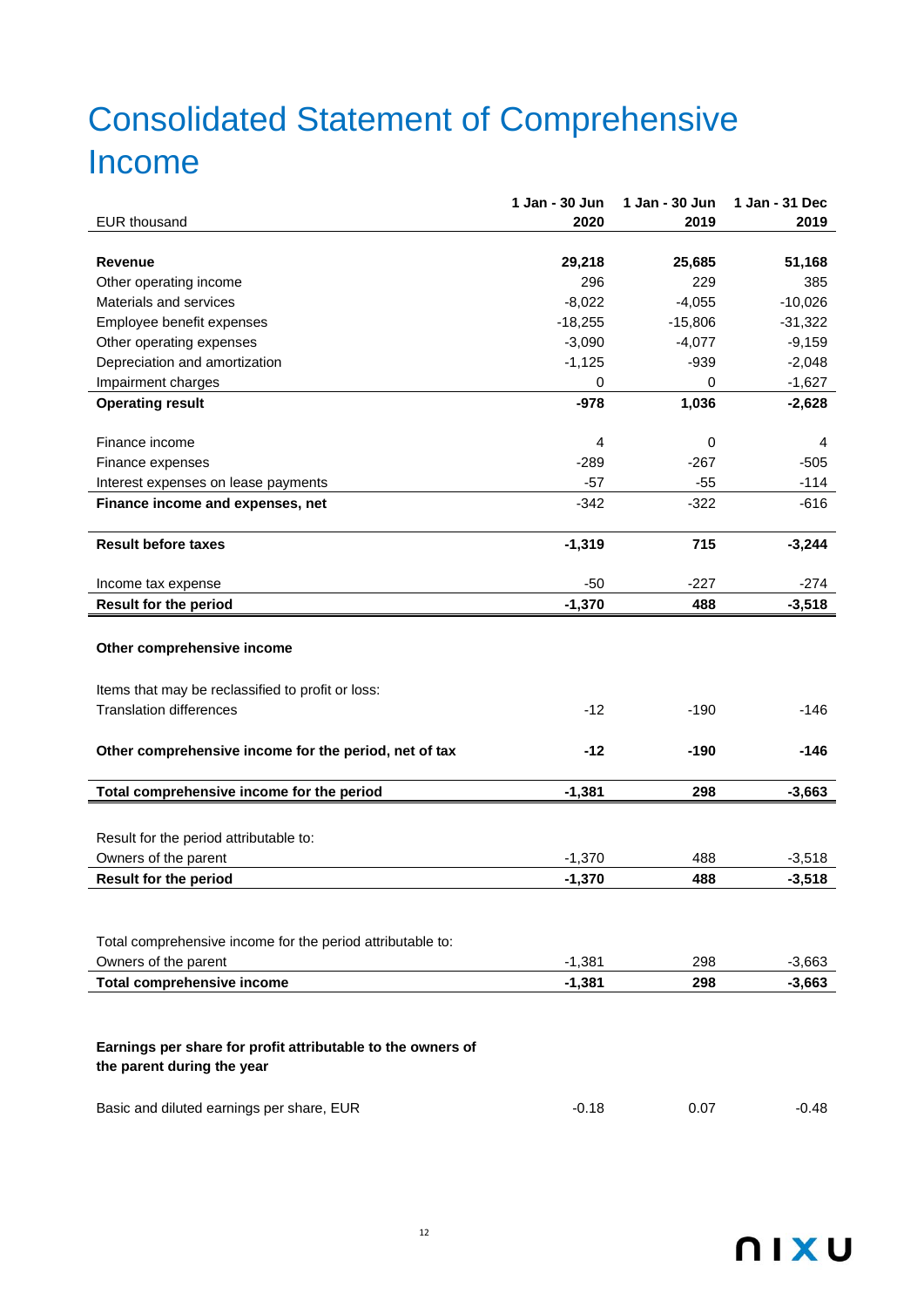# Consolidated Statement of Comprehensive Income

| EUR thousand | 1 Jan - 30 Jun 2020 | 1 Jan - 30 Jun 2019 | 1 Jan - 31 Dec 2019 |
|---|---|---|---|
| **Revenue** | **29,218** | **25,685** | **51,168** |
| Other operating income | 296 | 229 | 385 |
| Materials and services | -8,022 | -4,055 | -10,026 |
| Employee benefit expenses | -18,255 | -15,806 | -31,322 |
| Other operating expenses | -3,090 | -4,077 | -9,159 |
| Depreciation and amortization | -1,125 | -939 | -2,048 |
| Impairment charges | 0 | 0 | -1,627 |
| **Operating result** | **-978** | **1,036** | **-2,628** |
| | | | |
| Finance income | 4 | 0 | 4 |
| Finance expenses | -289 | -267 | -505 |
| Interest expenses on lease payments | -57 | -55 | -114 |
| **Finance income and expenses, net** | -342 | -322 | -616 |
| | | | |
| **Result before taxes** | **-1,319** | **715** | **-3,244** |
| | | | |
| Income tax expense | -50 | -227 | -274 |
| **Result for the period** | **-1,370** | **488** | **-3,518** |
| | | | |
| **Other comprehensive income** | | | |
| | | | |
| Items that may be reclassified to profit or loss: | | | |
| Translation differences | -12 | -190 | -146 |
| | | | |
| **Other comprehensive income for the period, net of tax** | **-12** | **-190** | **-146** |
| | | | |
| **Total comprehensive income for the period** | **-1,381** | **298** | **-3,663** |
| | | | |
| Result for the period attributable to: | | | |
| Owners of the parent | -1,370 | 488 | -3,518 |
| **Result for the period** | **-1,370** | **488** | **-3,518** |
| | | | |
| Total comprehensive income for the period attributable to: | | | |
| Owners of the parent | -1,381 | 298 | -3,663 |
| **Total comprehensive income** | **-1,381** | **298** | **-3,663** |
| | | | |
| **Earnings per share for profit attributable to the owners of the parent during the year** | | | |
| | | | |
| Basic and diluted earnings per share, EUR | -0.18 | 0.07 | -0.48 |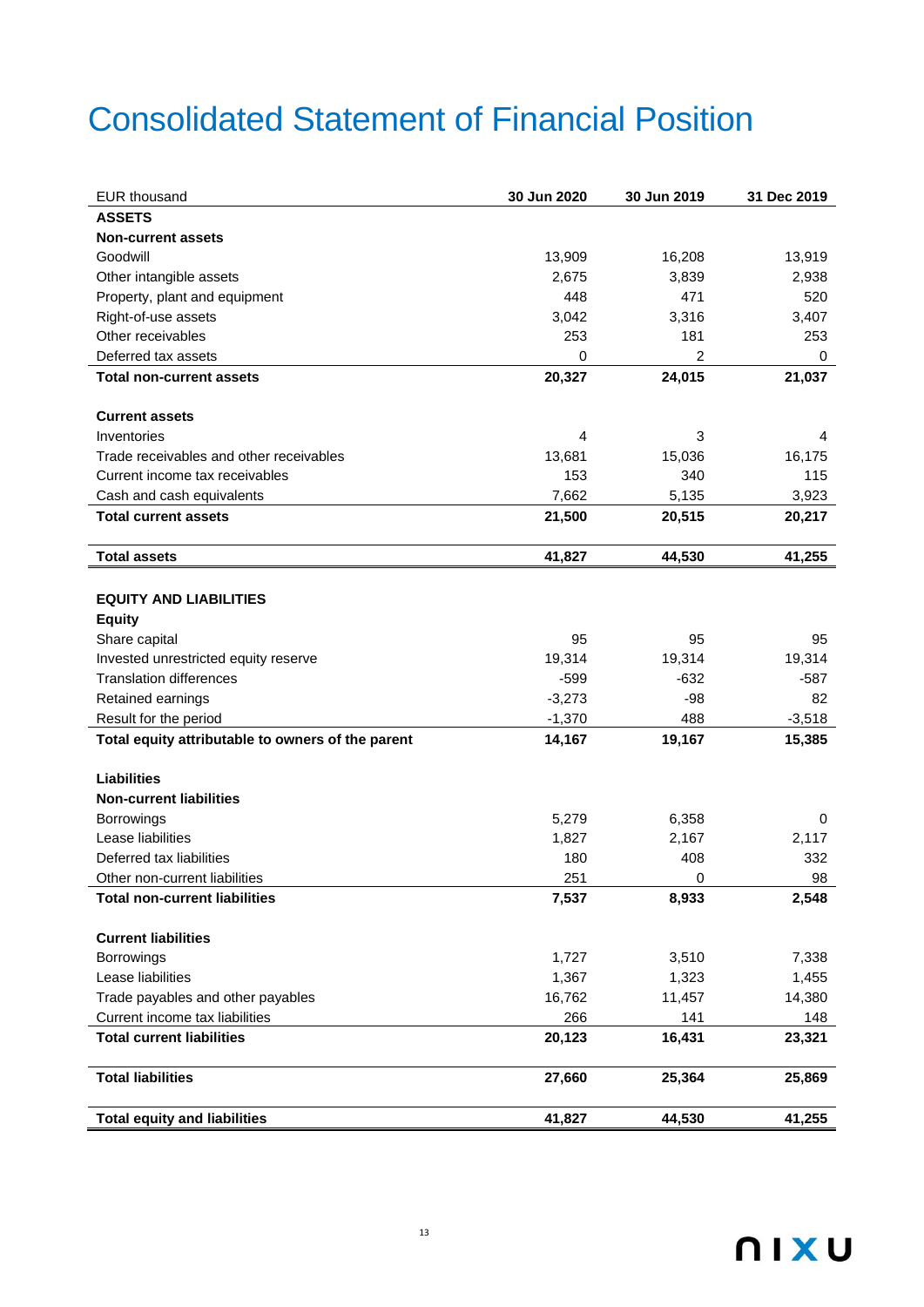# Consolidated Statement of Financial Position

| EUR thousand | 30 Jun 2020 | 30 Jun 2019 | 31 Dec 2019 |
|---|---|---|---|
| **ASSETS** | | | |
| **Non-current assets** | | | |
| Goodwill | 13,909 | 16,208 | 13,919 |
| Other intangible assets | 2,675 | 3,839 | 2,938 |
| Property, plant and equipment | 448 | 471 | 520 |
| Right-of-use assets | 3,042 | 3,316 | 3,407 |
| Other receivables | 253 | 181 | 253 |
| Deferred tax assets | 0 | 2 | 0 |
| **Total non-current assets** | **20,327** | **24,015** | **21,037** |
| | | | |
| **Current assets** | | | |
| Inventories | 4 | 3 | 4 |
| Trade receivables and other receivables | 13,681 | 15,036 | 16,175 |
| Current income tax receivables | 153 | 340 | 115 |
| Cash and cash equivalents | 7,662 | 5,135 | 3,923 |
| **Total current assets** | **21,500** | **20,515** | **20,217** |
| | | | |
| **Total assets** | **41,827** | **44,530** | **41,255** |
| | | | |
| **EQUITY AND LIABILITIES** | | | |
| **Equity** | | | |
| Share capital | 95 | 95 | 95 |
| Invested unrestricted equity reserve | 19,314 | 19,314 | 19,314 |
| Translation differences | -599 | -632 | -587 |
| Retained earnings | -3,273 | -98 | 82 |
| Result for the period | -1,370 | 488 | -3,518 |
| **Total equity attributable to owners of the parent** | **14,167** | **19,167** | **15,385** |
| | | | |
| **Liabilities** | | | |
| **Non-current liabilities** | | | |
| Borrowings | 5,279 | 6,358 | 0 |
| Lease liabilities | 1,827 | 2,167 | 2,117 |
| Deferred tax liabilities | 180 | 408 | 332 |
| Other non-current liabilities | 251 | 0 | 98 |
| **Total non-current liabilities** | **7,537** | **8,933** | **2,548** |
| | | | |
| **Current liabilities** | | | |
| Borrowings | 1,727 | 3,510 | 7,338 |
| Lease liabilities | 1,367 | 1,323 | 1,455 |
| Trade payables and other payables | 16,762 | 11,457 | 14,380 |
| Current income tax liabilities | 266 | 141 | 148 |
| **Total current liabilities** | **20,123** | **16,431** | **23,321** |
| | | | |
| **Total liabilities** | **27,660** | **25,364** | **25,869** |
| | | | |
| **Total equity and liabilities** | **41,827** | **44,530** | **41,255** |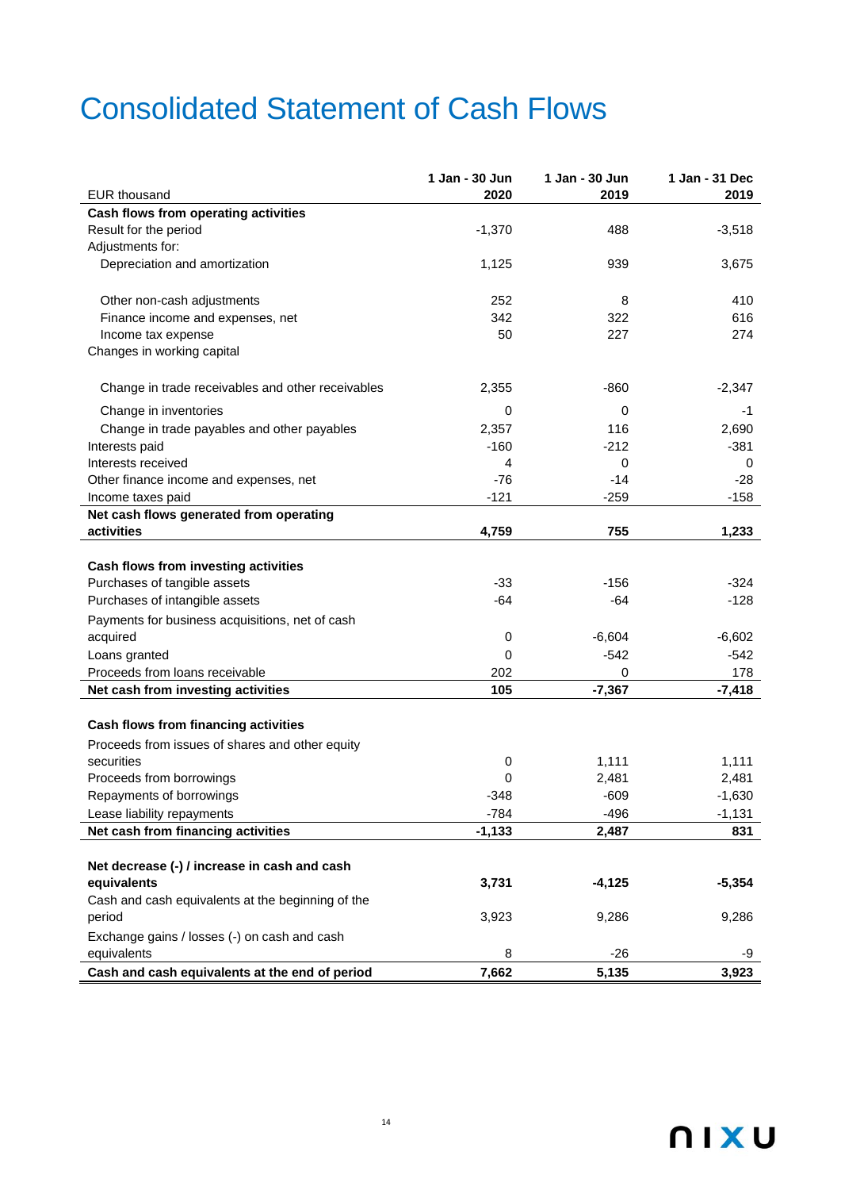# Consolidated Statement of Cash Flows

| EUR thousand | 1 Jan - 30 Jun 2020 | 1 Jan - 30 Jun 2019 | 1 Jan - 31 Dec 2019 |
|---|---|---|---|
| **Cash flows from operating activities** | | | |
| Result for the period | -1,370 | 488 | -3,518 |
| Adjustments for: | | | |
| Depreciation and amortization | 1,125 | 939 | 3,675 |
| Other non-cash adjustments | 252 | 8 | 410 |
| Finance income and expenses, net | 342 | 322 | 616 |
| Income tax expense | 50 | 227 | 274 |
| Changes in working capital | | | |
| Change in trade receivables and other receivables | 2,355 | -860 | -2,347 |
| Change in inventories | 0 | 0 | -1 |
| Change in trade payables and other payables | 2,357 | 116 | 2,690 |
| Interests paid | -160 | -212 | -381 |
| Interests received | 4 | 0 | 0 |
| Other finance income and expenses, net | -76 | -14 | -28 |
| Income taxes paid | -121 | -259 | -158 |
| **Net cash flows generated from operating activities** | **4,759** | **755** | **1,233** |
| | | | |
| **Cash flows from investing activities** | | | |
| Purchases of tangible assets | -33 | -156 | -324 |
| Purchases of intangible assets | -64 | -64 | -128 |
| Payments for business acquisitions, net of cash acquired | 0 | -6,604 | -6,602 |
| Loans granted | 0 | -542 | -542 |
| Proceeds from loans receivable | 202 | 0 | 178 |
| **Net cash from investing activities** | **105** | **-7,367** | **-7,418** |
| | | | |
| **Cash flows from financing activities** | | | |
| Proceeds from issues of shares and other equity securities | 0 | 1,111 | 1,111 |
| Proceeds from borrowings | 0 | 2,481 | 2,481 |
| Repayments of borrowings | -348 | -609 | -1,630 |
| Lease liability repayments | -784 | -496 | -1,131 |
| **Net cash from financing activities** | **-1,133** | **2,487** | **831** |
| | | | |
| **Net decrease (-) / increase in cash and cash equivalents** | **3,731** | **-4,125** | **-5,354** |
| Cash and cash equivalents at the beginning of the period | 3,923 | 9,286 | 9,286 |
| Exchange gains / losses (-) on cash and cash equivalents | 8 | -26 | -9 |
| **Cash and cash equivalents at the end of period** | **7,662** | **5,135** | **3,923** |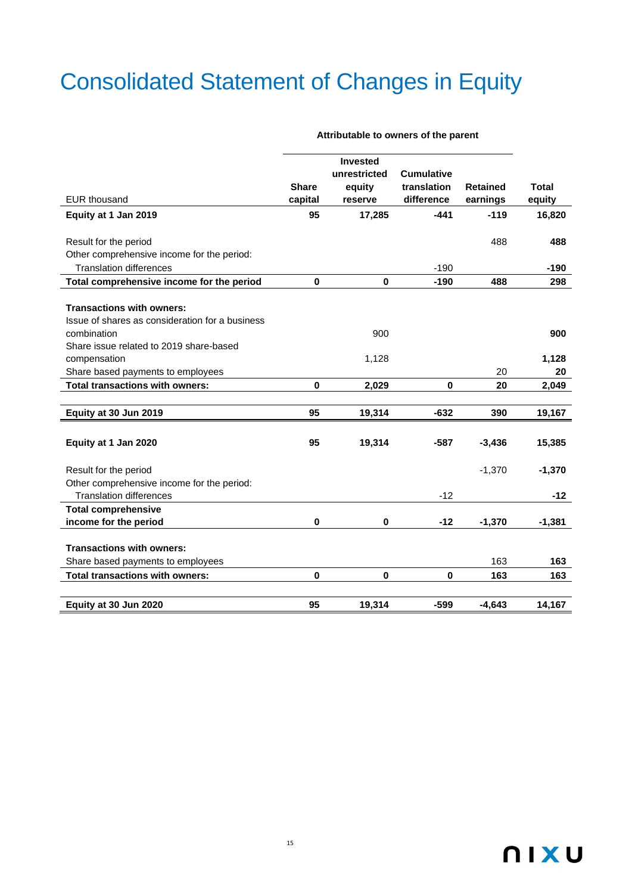# Consolidated Statement of Changes in Equity

| | Attributable to owners of the parent | | | | |
|---|---|---|---|---|---|
| EUR thousand | Share capital | Invested unrestricted equity reserve | Cumulative translation difference | Retained earnings | Total equity |
| **Equity at 1 Jan 2019** | **95** | **17,285** | **-441** | **-119** | **16,820** |
| Result for the period | | | | 488 | **488** |
| Other comprehensive income for the period: | | | | | |
| Translation differences | | | -190 | | **-190** |
| **Total comprehensive income for the period** | **0** | **0** | **-190** | **488** | **298** |
| **Transactions with owners:** | | | | | |
| Issue of shares as consideration for a business combination | | 900 | | | **900** |
| Share issue related to 2019 share-based compensation | | 1,128 | | | **1,128** |
| Share based payments to employees | | | | 20 | **20** |
| **Total transactions with owners:** | **0** | **2,029** | **0** | **20** | **2,049** |
| **Equity at 30 Jun 2019** | **95** | **19,314** | **-632** | **390** | **19,167** |
| **Equity at 1 Jan 2020** | **95** | **19,314** | **-587** | **-3,436** | **15,385** |
| Result for the period | | | | -1,370 | **-1,370** |
| Other comprehensive income for the period: | | | | | |
| Translation differences | | | -12 | | **-12** |
| **Total comprehensive income for the period** | **0** | **0** | **-12** | **-1,370** | **-1,381** |
| **Transactions with owners:** | | | | | |
| Share based payments to employees | | | | 163 | **163** |
| **Total transactions with owners:** | **0** | **0** | **0** | **163** | **163** |
| **Equity at 30 Jun 2020** | **95** | **19,314** | **-599** | **-4,643** | **14,167** |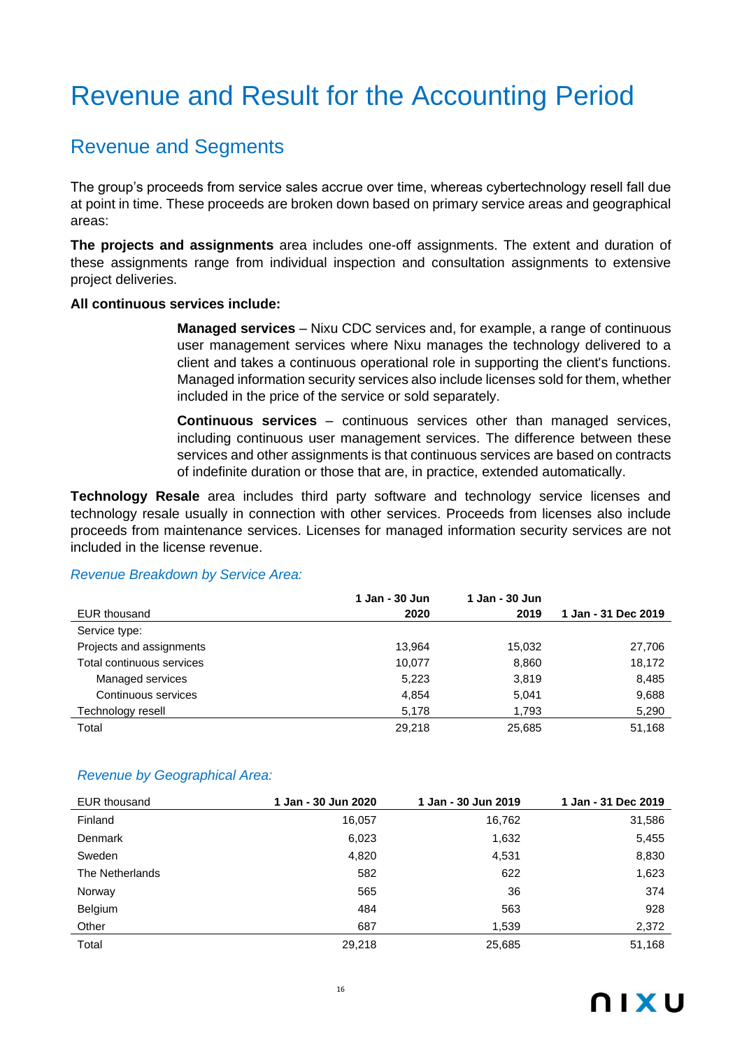# Revenue and Result for the Accounting Period

## Revenue and Segments

The group's proceeds from service sales accrue over time, whereas cybertechnology resell fall due at point in time. These proceeds are broken down based on primary service areas and geographical areas:

**The projects and assignments** area includes one-off assignments. The extent and duration of these assignments range from individual inspection and consultation assignments to extensive project deliveries.

**All continuous services include:**

> **Managed services** – Nixu CDC services and, for example, a range of continuous user management services where Nixu manages the technology delivered to a client and takes a continuous operational role in supporting the client's functions. Managed information security services also include licenses sold for them, whether included in the price of the service or sold separately.
>
> **Continuous services** – continuous services other than managed services, including continuous user management services. The difference between these services and other assignments is that continuous services are based on contracts of indefinite duration or those that are, in practice, extended automatically.

**Technology Resale** area includes third party software and technology service licenses and technology resale usually in connection with other services. Proceeds from licenses also include proceeds from maintenance services. Licenses for managed information security services are not included in the license revenue.

*Revenue Breakdown by Service Area:*

| EUR thousand | 1 Jan - 30 Jun 2020 | 1 Jan - 30 Jun 2019 | 1 Jan - 31 Dec 2019 |
|---|---|---|---|
| Service type: | | | |
| Projects and assignments | 13,964 | 15,032 | 27,706 |
| Total continuous services | 10,077 | 8,860 | 18,172 |
| Managed services | 5,223 | 3,819 | 8,485 |
| Continuous services | 4,854 | 5,041 | 9,688 |
| Technology resell | 5,178 | 1,793 | 5,290 |
| Total | 29,218 | 25,685 | 51,168 |

*Revenue by Geographical Area:*

| EUR thousand | 1 Jan - 30 Jun 2020 | 1 Jan - 30 Jun 2019 | 1 Jan - 31 Dec 2019 |
|---|---|---|---|
| Finland | 16,057 | 16,762 | 31,586 |
| Denmark | 6,023 | 1,632 | 5,455 |
| Sweden | 4,820 | 4,531 | 8,830 |
| The Netherlands | 582 | 622 | 1,623 |
| Norway | 565 | 36 | 374 |
| Belgium | 484 | 563 | 928 |
| Other | 687 | 1,539 | 2,372 |
| Total | 29,218 | 25,685 | 51,168 |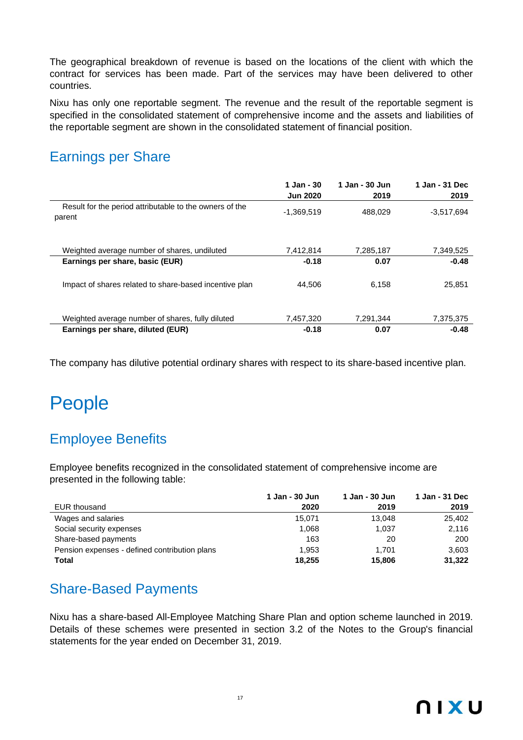The geographical breakdown of revenue is based on the locations of the client with which the contract for services has been made. Part of the services may have been delivered to other countries.

Nixu has only one reportable segment. The revenue and the result of the reportable segment is specified in the consolidated statement of comprehensive income and the assets and liabilities of the reportable segment are shown in the consolidated statement of financial position.

## Earnings per Share

| | 1 Jan - 30 Jun 2020 | 1 Jan - 30 Jun 2019 | 1 Jan - 31 Dec 2019 |
|---|---|---|---|
| Result for the period attributable to the owners of the parent | -1,369,519 | 488,029 | -3,517,694 |
| Weighted average number of shares, undiluted | 7,412,814 | 7,285,187 | 7,349,525 |
| **Earnings per share, basic (EUR)** | **-0.18** | **0.07** | **-0.48** |
| Impact of shares related to share-based incentive plan | 44,506 | 6,158 | 25,851 |
| Weighted average number of shares, fully diluted | 7,457,320 | 7,291,344 | 7,375,375 |
| **Earnings per share, diluted (EUR)** | **-0.18** | **0.07** | **-0.48** |

The company has dilutive potential ordinary shares with respect to its share-based incentive plan.

# People

## Employee Benefits

Employee benefits recognized in the consolidated statement of comprehensive income are presented in the following table:

| EUR thousand | 1 Jan - 30 Jun 2020 | 1 Jan - 30 Jun 2019 | 1 Jan - 31 Dec 2019 |
|---|---|---|---|
| Wages and salaries | 15,071 | 13,048 | 25,402 |
| Social security expenses | 1,068 | 1,037 | 2,116 |
| Share-based payments | 163 | 20 | 200 |
| Pension expenses - defined contribution plans | 1,953 | 1,701 | 3,603 |
| **Total** | **18,255** | **15,806** | **31,322** |

## Share-Based Payments

Nixu has a share-based All-Employee Matching Share Plan and option scheme launched in 2019. Details of these schemes were presented in section 3.2 of the Notes to the Group's financial statements for the year ended on December 31, 2019.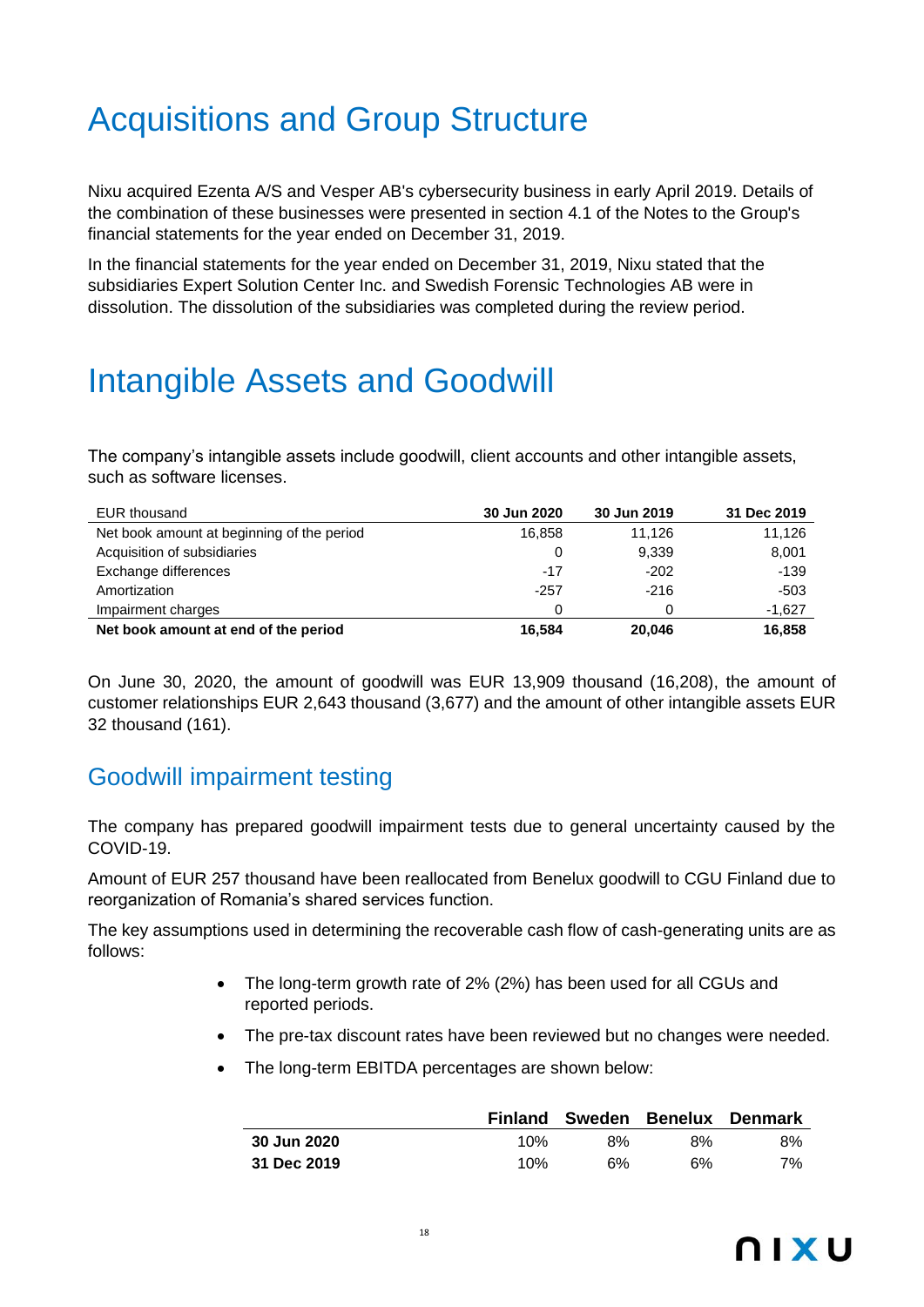# Acquisitions and Group Structure

Nixu acquired Ezenta A/S and Vesper AB's cybersecurity business in early April 2019. Details of the combination of these businesses were presented in section 4.1 of the Notes to the Group's financial statements for the year ended on December 31, 2019.

In the financial statements for the year ended on December 31, 2019, Nixu stated that the subsidiaries Expert Solution Center Inc. and Swedish Forensic Technologies AB were in dissolution. The dissolution of the subsidiaries was completed during the review period.

# Intangible Assets and Goodwill

The company's intangible assets include goodwill, client accounts and other intangible assets, such as software licenses.

| EUR thousand | 30 Jun 2020 | 30 Jun 2019 | 31 Dec 2019 |
|---|---|---|---|
| Net book amount at beginning of the period | 16,858 | 11,126 | 11,126 |
| Acquisition of subsidiaries | 0 | 9,339 | 8,001 |
| Exchange differences | -17 | -202 | -139 |
| Amortization | -257 | -216 | -503 |
| Impairment charges | 0 | 0 | -1,627 |
| **Net book amount at end of the period** | **16,584** | **20,046** | **16,858** |

On June 30, 2020, the amount of goodwill was EUR 13,909 thousand (16,208), the amount of customer relationships EUR 2,643 thousand (3,677) and the amount of other intangible assets EUR 32 thousand (161).

## Goodwill impairment testing

The company has prepared goodwill impairment tests due to general uncertainty caused by the COVID-19.

Amount of EUR 257 thousand have been reallocated from Benelux goodwill to CGU Finland due to reorganization of Romania's shared services function.

The key assumptions used in determining the recoverable cash flow of cash-generating units are as follows:

- The long-term growth rate of 2% (2%) has been used for all CGUs and reported periods.
- The pre-tax discount rates have been reviewed but no changes were needed.
- The long-term EBITDA percentages are shown below:

| | Finland | Sweden | Benelux | Denmark |
|---|---|---|---|---|
| **30 Jun 2020** | 10% | 8% | 8% | 8% |
| **31 Dec 2019** | 10% | 6% | 6% | 7% |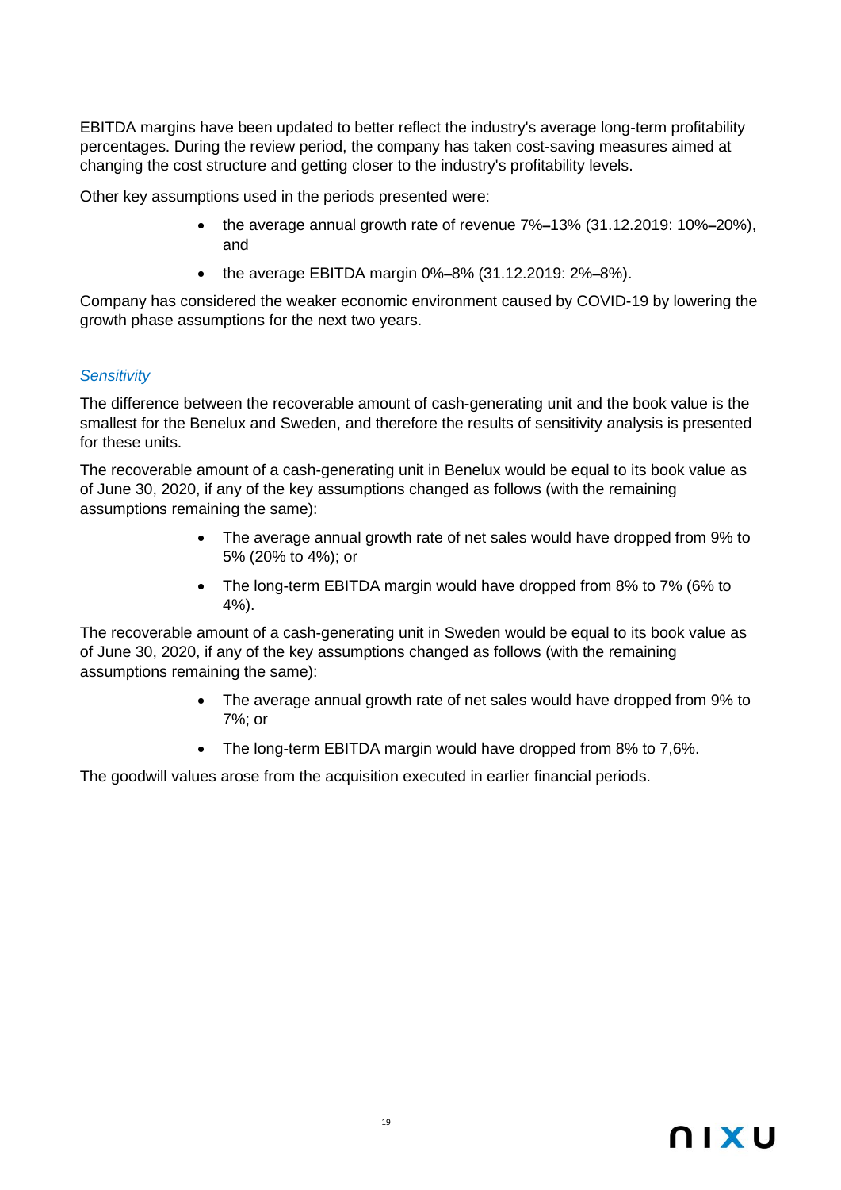EBITDA margins have been updated to better reflect the industry's average long-term profitability percentages. During the review period, the company has taken cost-saving measures aimed at changing the cost structure and getting closer to the industry's profitability levels.

Other key assumptions used in the periods presented were:

- the average annual growth rate of revenue 7%–13% (31.12.2019: 10%–20%), and
- the average EBITDA margin 0%–8% (31.12.2019: 2%–8%).

Company has considered the weaker economic environment caused by COVID-19 by lowering the growth phase assumptions for the next two years.

### *Sensitivity*

The difference between the recoverable amount of cash-generating unit and the book value is the smallest for the Benelux and Sweden, and therefore the results of sensitivity analysis is presented for these units.

The recoverable amount of a cash-generating unit in Benelux would be equal to its book value as of June 30, 2020, if any of the key assumptions changed as follows (with the remaining assumptions remaining the same):

- The average annual growth rate of net sales would have dropped from 9% to 5% (20% to 4%); or
- The long-term EBITDA margin would have dropped from 8% to 7% (6% to 4%).

The recoverable amount of a cash-generating unit in Sweden would be equal to its book value as of June 30, 2020, if any of the key assumptions changed as follows (with the remaining assumptions remaining the same):

- The average annual growth rate of net sales would have dropped from 9% to 7%; or
- The long-term EBITDA margin would have dropped from 8% to 7,6%.

The goodwill values arose from the acquisition executed in earlier financial periods.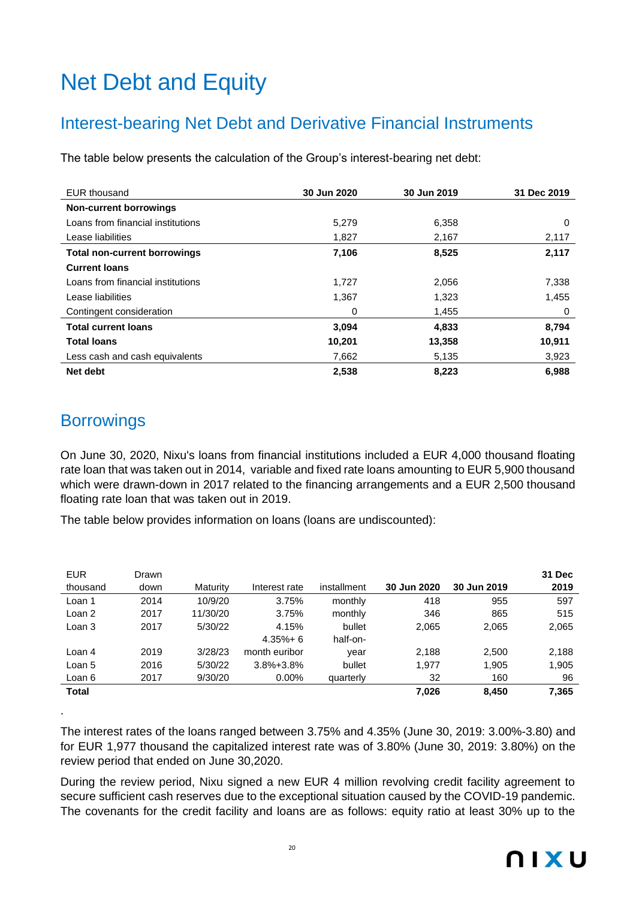# Net Debt and Equity

## Interest-bearing Net Debt and Derivative Financial Instruments

The table below presents the calculation of the Group's interest-bearing net debt:

| EUR thousand | 30 Jun 2020 | 30 Jun 2019 | 31 Dec 2019 |
|---|---|---|---|
| **Non-current borrowings** | | | |
| Loans from financial institutions | 5,279 | 6,358 | 0 |
| Lease liabilities | 1,827 | 2,167 | 2,117 |
| **Total non-current borrowings** | **7,106** | **8,525** | **2,117** |
| **Current loans** | | | |
| Loans from financial institutions | 1,727 | 2,056 | 7,338 |
| Lease liabilities | 1,367 | 1,323 | 1,455 |
| Contingent consideration | 0 | 1,455 | 0 |
| **Total current loans** | **3,094** | **4,833** | **8,794** |
| **Total loans** | **10,201** | **13,358** | **10,911** |
| Less cash and cash equivalents | 7,662 | 5,135 | 3,923 |
| **Net debt** | **2,538** | **8,223** | **6,988** |

## Borrowings

On June 30, 2020, Nixu's loans from financial institutions included a EUR 4,000 thousand floating rate loan that was taken out in 2014, variable and fixed rate loans amounting to EUR 5,900 thousand which were drawn-down in 2017 related to the financing arrangements and a EUR 2,500 thousand floating rate loan that was taken out in 2019.

The table below provides information on loans (loans are undiscounted):

| EUR thousand | Drawn down | Maturity | Interest rate | installment | 30 Jun 2020 | 30 Jun 2019 | 31 Dec 2019 |
|---|---|---|---|---|---|---|---|
| Loan 1 | 2014 | 10/9/20 | 3.75% | monthly | 418 | 955 | 597 |
| Loan 2 | 2017 | 11/30/20 | 3.75% | monthly | 346 | 865 | 515 |
| Loan 3 | 2017 | 5/30/22 | 4.15% | bullet | 2,065 | 2,065 | 2,065 |
| Loan 4 | 2019 | 3/28/23 | 4.35%+ 6 month euribor | half-on-year | 2,188 | 2,500 | 2,188 |
| Loan 5 | 2016 | 5/30/22 | 3.8%+3.8% | bullet | 1,977 | 1,905 | 1,905 |
| Loan 6 | 2017 | 9/30/20 | 0.00% | quarterly | 32 | 160 | 96 |
| **Total** | | | | | **7,026** | **8,450** | **7,365** |

.

The interest rates of the loans ranged between 3.75% and 4.35% (June 30, 2019: 3.00%-3.80) and for EUR 1,977 thousand the capitalized interest rate was of 3.80% (June 30, 2019: 3.80%) on the review period that ended on June 30,2020.

During the review period, Nixu signed a new EUR 4 million revolving credit facility agreement to secure sufficient cash reserves due to the exceptional situation caused by the COVID-19 pandemic. The covenants for the credit facility and loans are as follows: equity ratio at least 30% up to the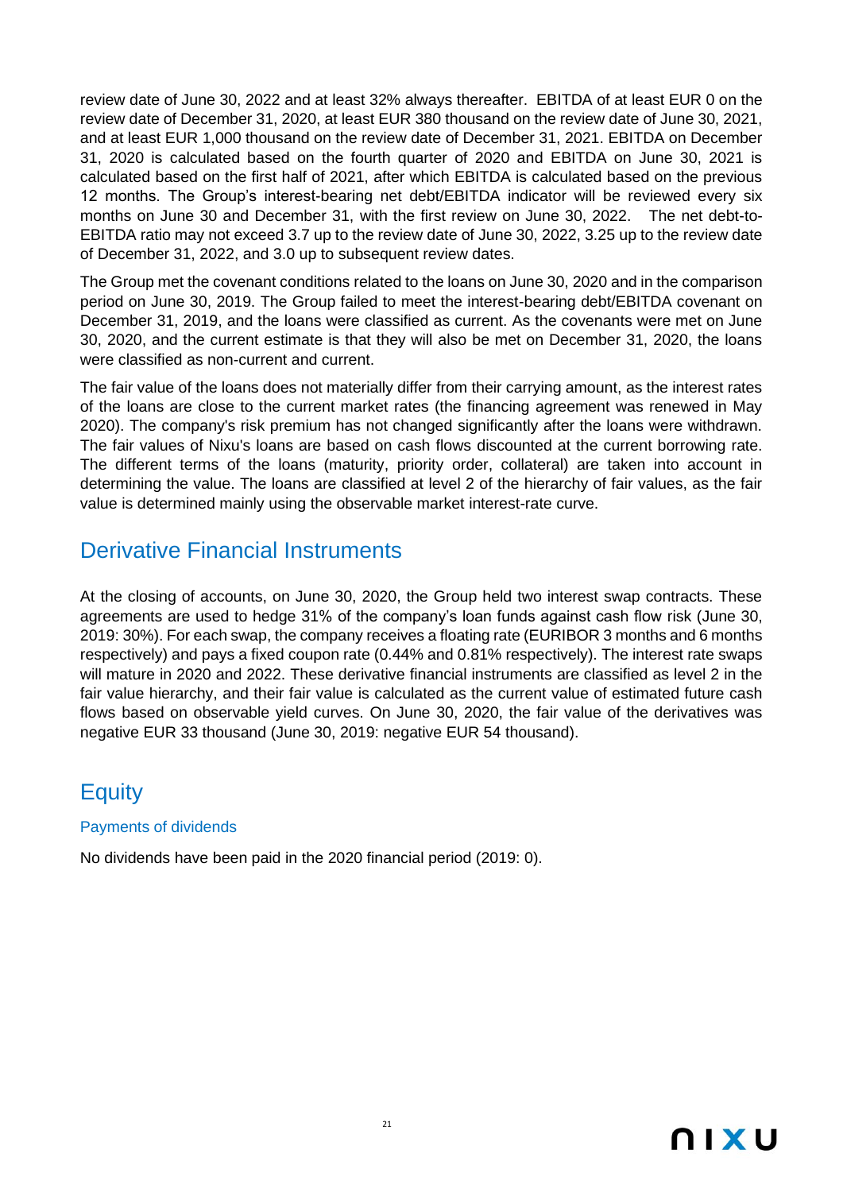review date of June 30, 2022 and at least 32% always thereafter. EBITDA of at least EUR 0 on the review date of December 31, 2020, at least EUR 380 thousand on the review date of June 30, 2021, and at least EUR 1,000 thousand on the review date of December 31, 2021. EBITDA on December 31, 2020 is calculated based on the fourth quarter of 2020 and EBITDA on June 30, 2021 is calculated based on the first half of 2021, after which EBITDA is calculated based on the previous 12 months. The Group's interest-bearing net debt/EBITDA indicator will be reviewed every six months on June 30 and December 31, with the first review on June 30, 2022. The net debt-to-EBITDA ratio may not exceed 3.7 up to the review date of June 30, 2022, 3.25 up to the review date of December 31, 2022, and 3.0 up to subsequent review dates.

The Group met the covenant conditions related to the loans on June 30, 2020 and in the comparison period on June 30, 2019. The Group failed to meet the interest-bearing debt/EBITDA covenant on December 31, 2019, and the loans were classified as current. As the covenants were met on June 30, 2020, and the current estimate is that they will also be met on December 31, 2020, the loans were classified as non-current and current.

The fair value of the loans does not materially differ from their carrying amount, as the interest rates of the loans are close to the current market rates (the financing agreement was renewed in May 2020). The company's risk premium has not changed significantly after the loans were withdrawn. The fair values of Nixu's loans are based on cash flows discounted at the current borrowing rate. The different terms of the loans (maturity, priority order, collateral) are taken into account in determining the value. The loans are classified at level 2 of the hierarchy of fair values, as the fair value is determined mainly using the observable market interest-rate curve.

## Derivative Financial Instruments

At the closing of accounts, on June 30, 2020, the Group held two interest swap contracts. These agreements are used to hedge 31% of the company's loan funds against cash flow risk (June 30, 2019: 30%). For each swap, the company receives a floating rate (EURIBOR 3 months and 6 months respectively) and pays a fixed coupon rate (0.44% and 0.81% respectively). The interest rate swaps will mature in 2020 and 2022. These derivative financial instruments are classified as level 2 in the fair value hierarchy, and their fair value is calculated as the current value of estimated future cash flows based on observable yield curves. On June 30, 2020, the fair value of the derivatives was negative EUR 33 thousand (June 30, 2019: negative EUR 54 thousand).

## Equity

### Payments of dividends

No dividends have been paid in the 2020 financial period (2019: 0).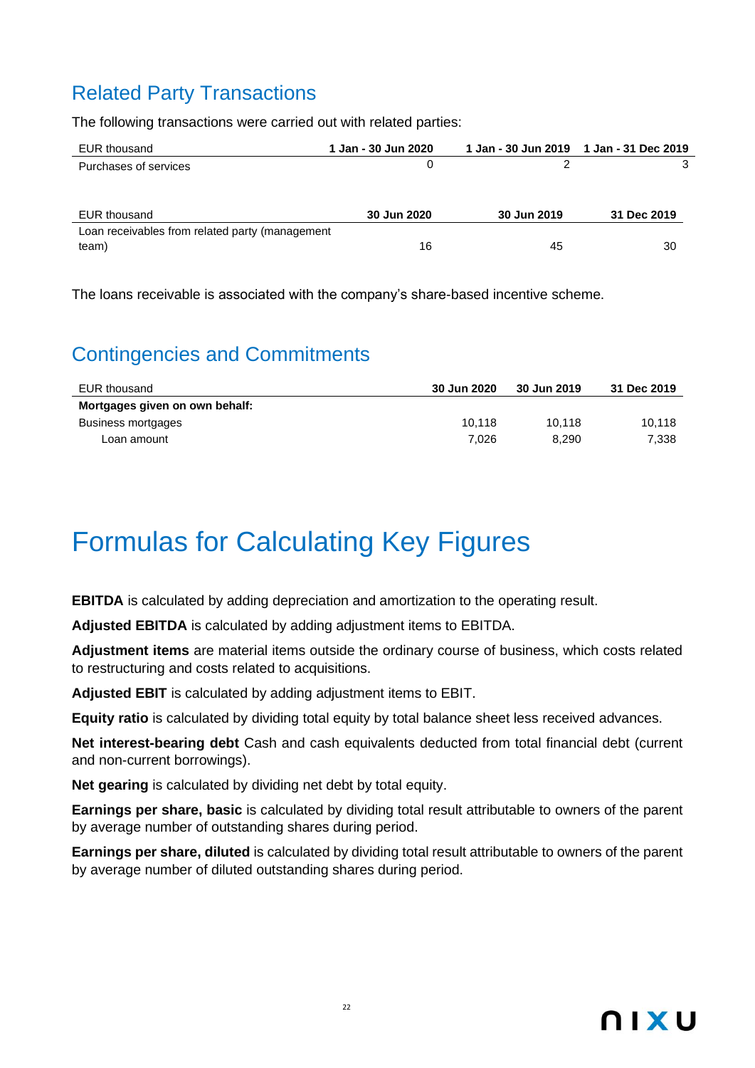## Related Party Transactions

The following transactions were carried out with related parties:

| EUR thousand | 1 Jan - 30 Jun 2020 | 1 Jan - 30 Jun 2019 | 1 Jan - 31 Dec 2019 |
|---|---|---|---|
| Purchases of services | 0 | 2 | 3 |

| EUR thousand | 30 Jun 2020 | 30 Jun 2019 | 31 Dec 2019 |
|---|---|---|---|
| Loan receivables from related party (management team) | 16 | 45 | 30 |

The loans receivable is associated with the company's share-based incentive scheme.

## Contingencies and Commitments

| EUR thousand | 30 Jun 2020 | 30 Jun 2019 | 31 Dec 2019 |
|---|---|---|---|
| **Mortgages given on own behalf:** | | | |
| Business mortgages | 10,118 | 10,118 | 10,118 |
| Loan amount | 7,026 | 8,290 | 7,338 |

# Formulas for Calculating Key Figures

**EBITDA** is calculated by adding depreciation and amortization to the operating result.

**Adjusted EBITDA** is calculated by adding adjustment items to EBITDA.

**Adjustment items** are material items outside the ordinary course of business, which costs related to restructuring and costs related to acquisitions.

**Adjusted EBIT** is calculated by adding adjustment items to EBIT.

**Equity ratio** is calculated by dividing total equity by total balance sheet less received advances.

**Net interest-bearing debt** Cash and cash equivalents deducted from total financial debt (current and non-current borrowings).

**Net gearing** is calculated by dividing net debt by total equity.

**Earnings per share, basic** is calculated by dividing total result attributable to owners of the parent by average number of outstanding shares during period.

**Earnings per share, diluted** is calculated by dividing total result attributable to owners of the parent by average number of diluted outstanding shares during period.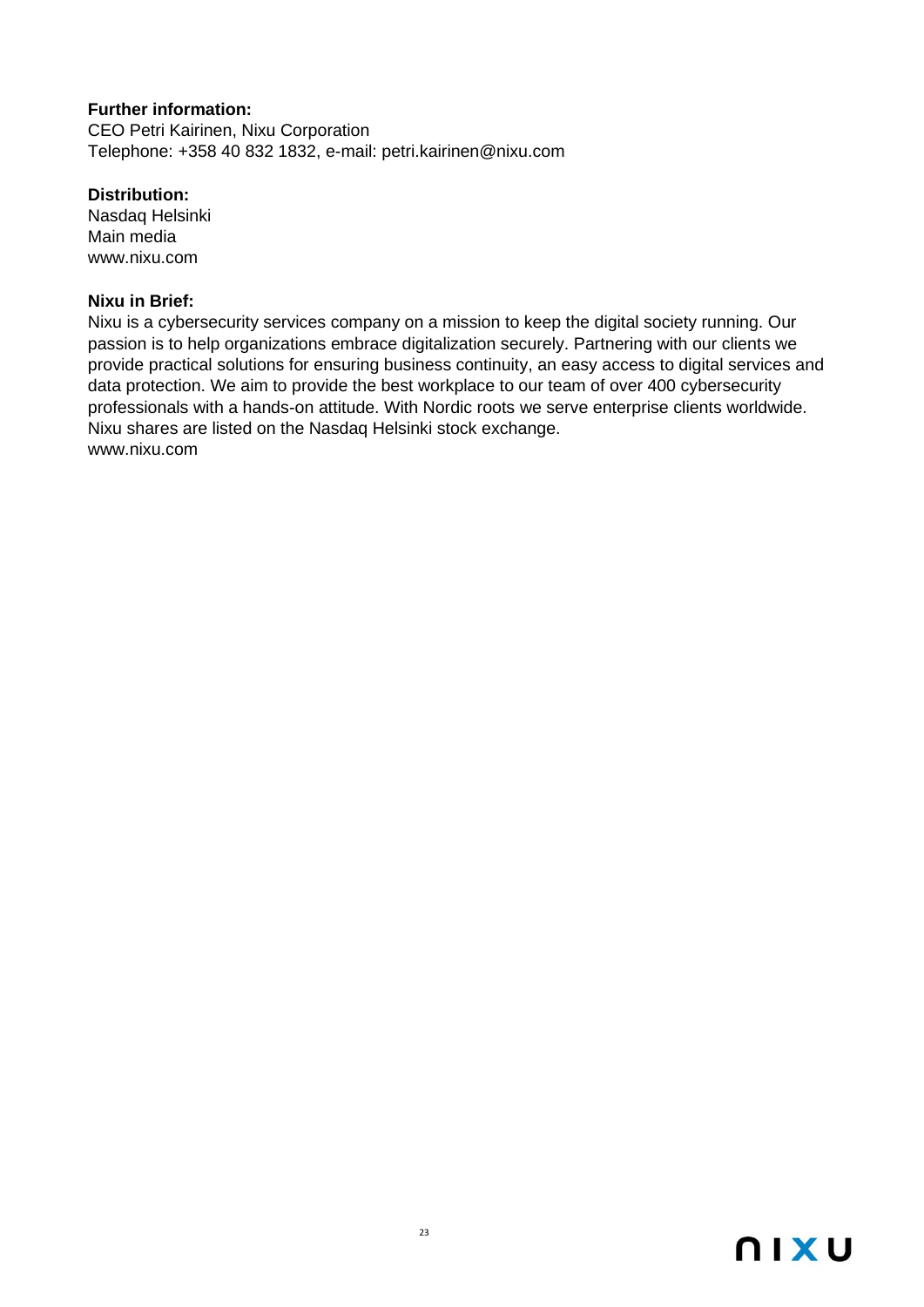**Further information:**
CEO Petri Kairinen, Nixu Corporation
Telephone: +358 40 832 1832, e-mail: petri.kairinen@nixu.com

**Distribution:**
Nasdaq Helsinki
Main media
www.nixu.com

**Nixu in Brief:**
Nixu is a cybersecurity services company on a mission to keep the digital society running. Our passion is to help organizations embrace digitalization securely. Partnering with our clients we provide practical solutions for ensuring business continuity, an easy access to digital services and data protection. We aim to provide the best workplace to our team of over 400 cybersecurity professionals with a hands-on attitude. With Nordic roots we serve enterprise clients worldwide. Nixu shares are listed on the Nasdaq Helsinki stock exchange.
www.nixu.com